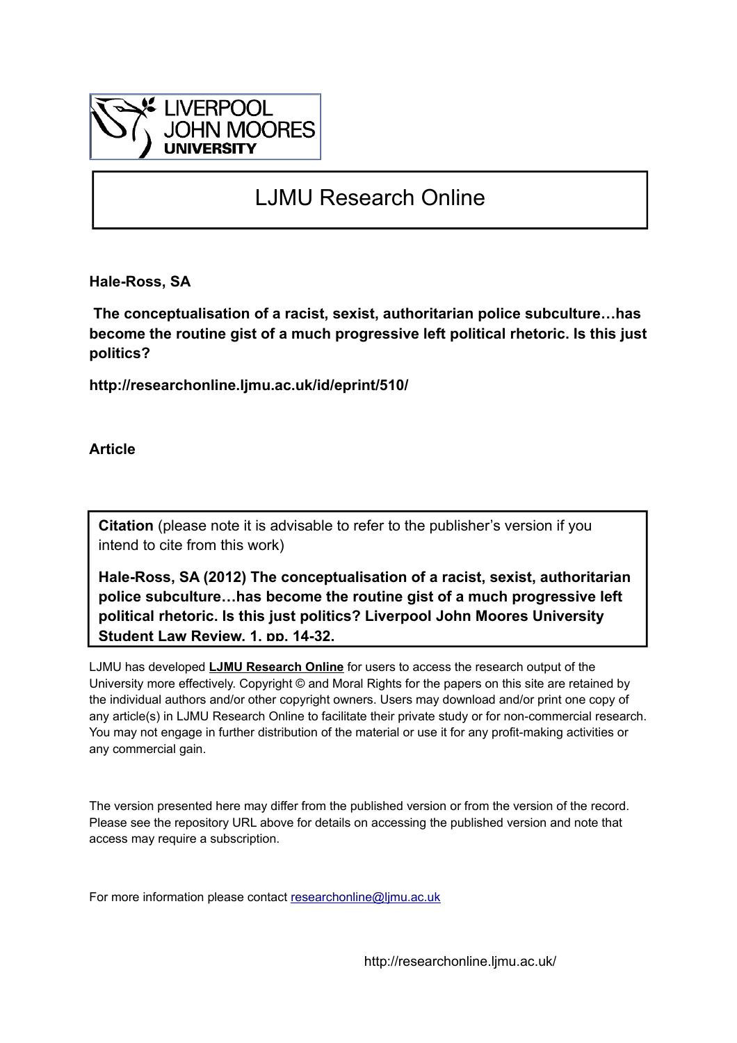LIVERPOOL JOHN MOORES UNIVERSITY

# LJMU Research Online

**Hale-Ross, SA**

**The conceptualisation of a racist, sexist, authoritarian police subculture…has become the routine gist of a much progressive left political rhetoric. Is this just politics?**

**http://researchonline.ljmu.ac.uk/id/eprint/510/**

**Article**

**Citation** (please note it is advisable to refer to the publisher's version if you intend to cite from this work)

**Hale-Ross, SA (2012) The conceptualisation of a racist, sexist, authoritarian police subculture…has become the routine gist of a much progressive left political rhetoric. Is this just politics? Liverpool John Moores University Student Law Review, 1. pp. 14-32.**

LJMU has developed **LJMU Research Online** for users to access the research output of the University more effectively. Copyright © and Moral Rights for the papers on this site are retained by the individual authors and/or other copyright owners. Users may download and/or print one copy of any article(s) in LJMU Research Online to facilitate their private study or for non-commercial research. You may not engage in further distribution of the material or use it for any profit-making activities or any commercial gain.

The version presented here may differ from the published version or from the version of the record. Please see the repository URL above for details on accessing the published version and note that access may require a subscription.

For more information please contact researchonline@ljmu.ac.uk

http://researchonline.ljmu.ac.uk/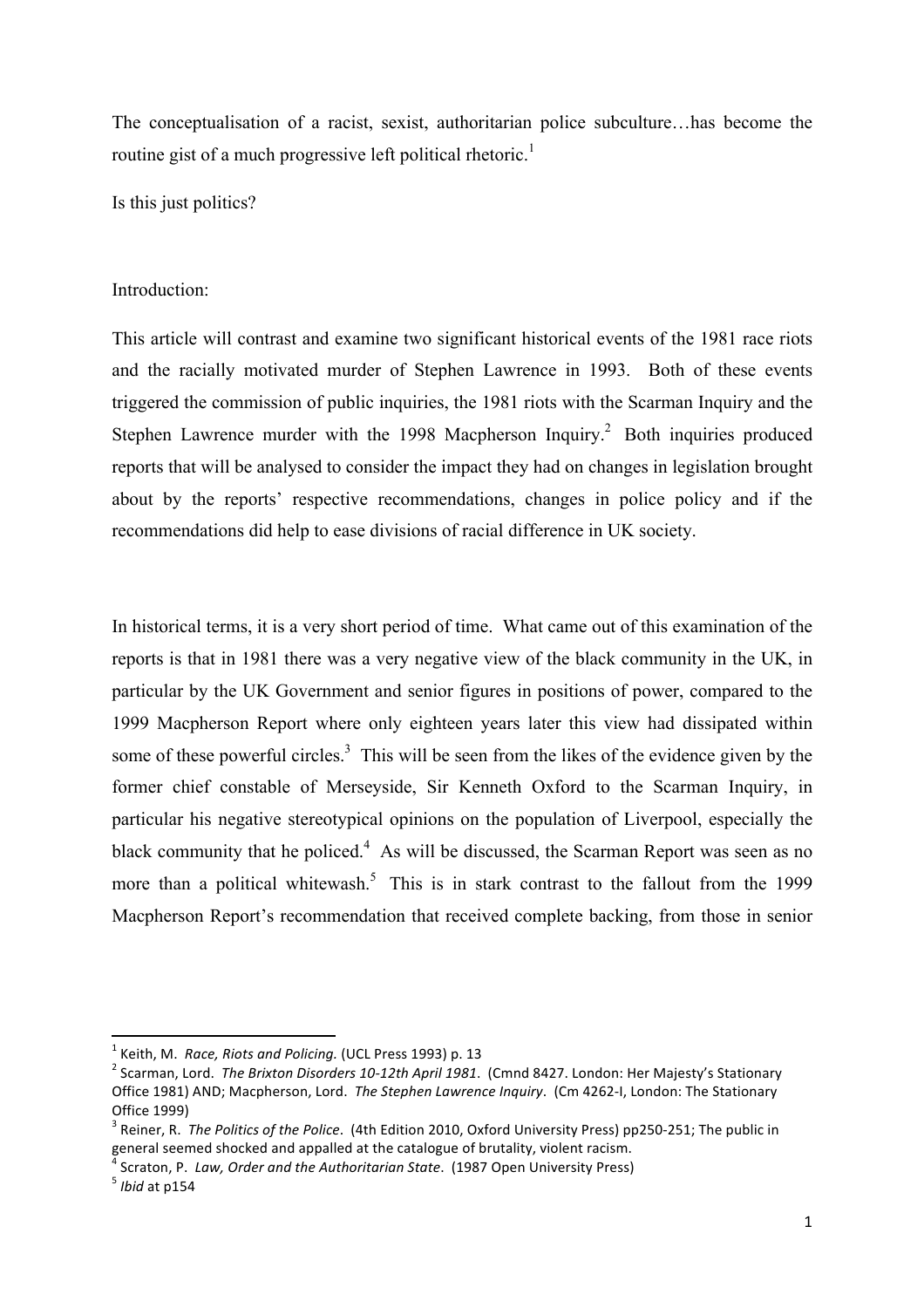The conceptualisation of a racist, sexist, authoritarian police subculture…has become the routine gist of a much progressive left political rhetoric.[1]

Is this just politics?

Introduction:

This article will contrast and examine two significant historical events of the 1981 race riots and the racially motivated murder of Stephen Lawrence in 1993. Both of these events triggered the commission of public inquiries, the 1981 riots with the Scarman Inquiry and the Stephen Lawrence murder with the 1998 Macpherson Inquiry.[2] Both inquiries produced reports that will be analysed to consider the impact they had on changes in legislation brought about by the reports' respective recommendations, changes in police policy and if the recommendations did help to ease divisions of racial difference in UK society.

In historical terms, it is a very short period of time. What came out of this examination of the reports is that in 1981 there was a very negative view of the black community in the UK, in particular by the UK Government and senior figures in positions of power, compared to the 1999 Macpherson Report where only eighteen years later this view had dissipated within some of these powerful circles.[3] This will be seen from the likes of the evidence given by the former chief constable of Merseyside, Sir Kenneth Oxford to the Scarman Inquiry, in particular his negative stereotypical opinions on the population of Liverpool, especially the black community that he policed.[4] As will be discussed, the Scarman Report was seen as no more than a political whitewash.[5] This is in stark contrast to the fallout from the 1999 Macpherson Report's recommendation that received complete backing, from those in senior

---

[1] Keith, M. *Race, Riots and Policing.* (UCL Press 1993) p. 13

[2] Scarman, Lord. *The Brixton Disorders 10-12th April 1981*. (Cmnd 8427. London: Her Majesty's Stationary Office 1981) AND; Macpherson, Lord. *The Stephen Lawrence Inquiry*. (Cm 4262-I, London: The Stationary Office 1999)

[3] Reiner, R. *The Politics of the Police*. (4th Edition 2010, Oxford University Press) pp250-251; The public in general seemed shocked and appalled at the catalogue of brutality, violent racism.

[4] Scraton, P. *Law, Order and the Authoritarian State*. (1987 Open University Press)

[5] *Ibid* at p154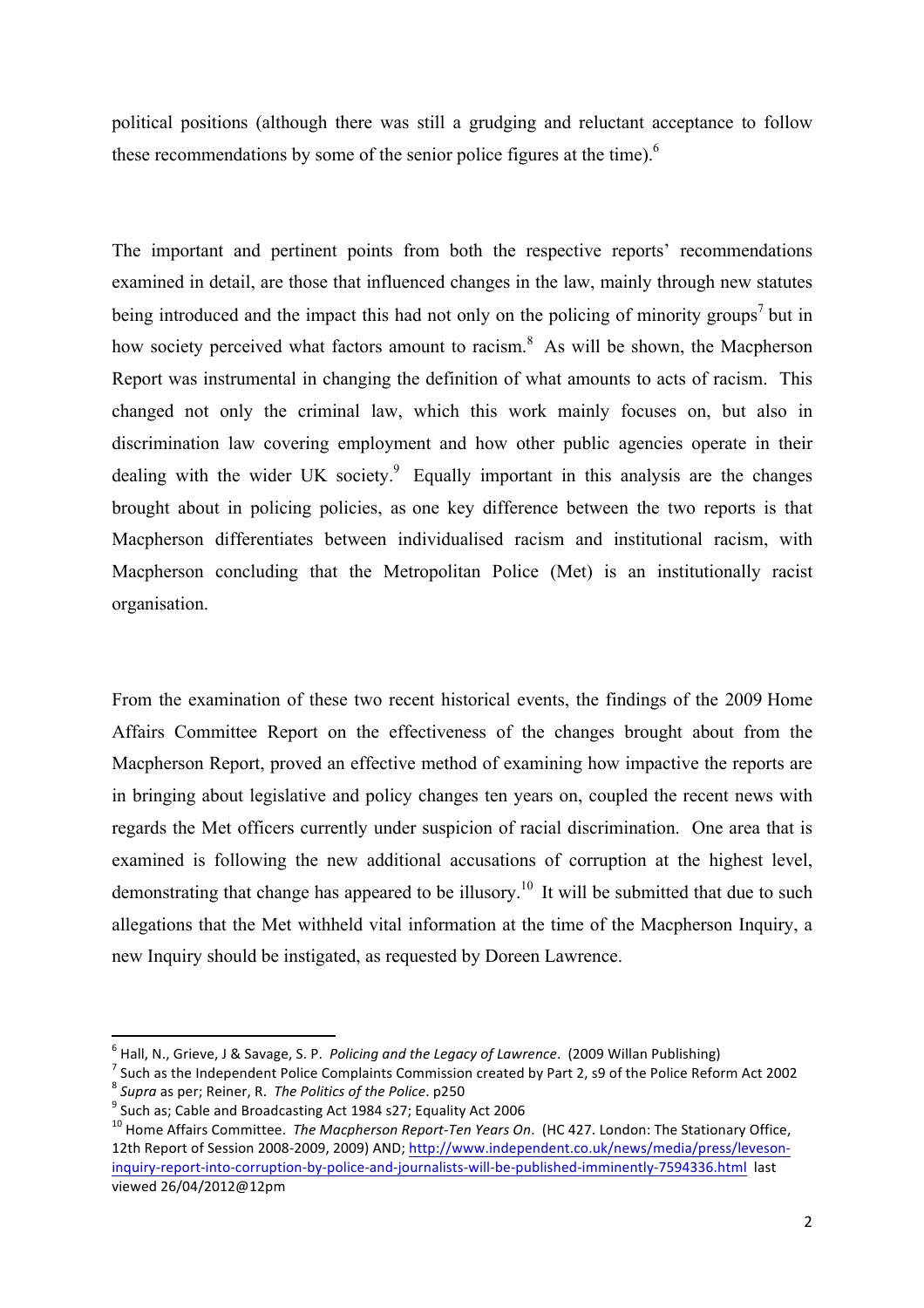political positions (although there was still a grudging and reluctant acceptance to follow these recommendations by some of the senior police figures at the time).[6]

The important and pertinent points from both the respective reports' recommendations examined in detail, are those that influenced changes in the law, mainly through new statutes being introduced and the impact this had not only on the policing of minority groups[7] but in how society perceived what factors amount to racism.[8] As will be shown, the Macpherson Report was instrumental in changing the definition of what amounts to acts of racism. This changed not only the criminal law, which this work mainly focuses on, but also in discrimination law covering employment and how other public agencies operate in their dealing with the wider UK society.[9] Equally important in this analysis are the changes brought about in policing policies, as one key difference between the two reports is that Macpherson differentiates between individualised racism and institutional racism, with Macpherson concluding that the Metropolitan Police (Met) is an institutionally racist organisation.

From the examination of these two recent historical events, the findings of the 2009 Home Affairs Committee Report on the effectiveness of the changes brought about from the Macpherson Report, proved an effective method of examining how impactive the reports are in bringing about legislative and policy changes ten years on, coupled the recent news with regards the Met officers currently under suspicion of racial discrimination. One area that is examined is following the new additional accusations of corruption at the highest level, demonstrating that change has appeared to be illusory.[10] It will be submitted that due to such allegations that the Met withheld vital information at the time of the Macpherson Inquiry, a new Inquiry should be instigated, as requested by Doreen Lawrence.

---

[6] Hall, N., Grieve, J & Savage, S. P. *Policing and the Legacy of Lawrence*. (2009 Willan Publishing)

[7] Such as the Independent Police Complaints Commission created by Part 2, s9 of the Police Reform Act 2002

[8] *Supra* as per; Reiner, R. *The Politics of the Police*. p250

[9] Such as; Cable and Broadcasting Act 1984 s27; Equality Act 2006

[10] Home Affairs Committee. *The Macpherson Report-Ten Years On*. (HC 427. London: The Stationary Office, 12th Report of Session 2008-2009, 2009) AND; http://www.independent.co.uk/news/media/press/leveson-inquiry-report-into-corruption-by-police-and-journalists-will-be-published-imminently-7594336.html last viewed 26/04/2012@12pm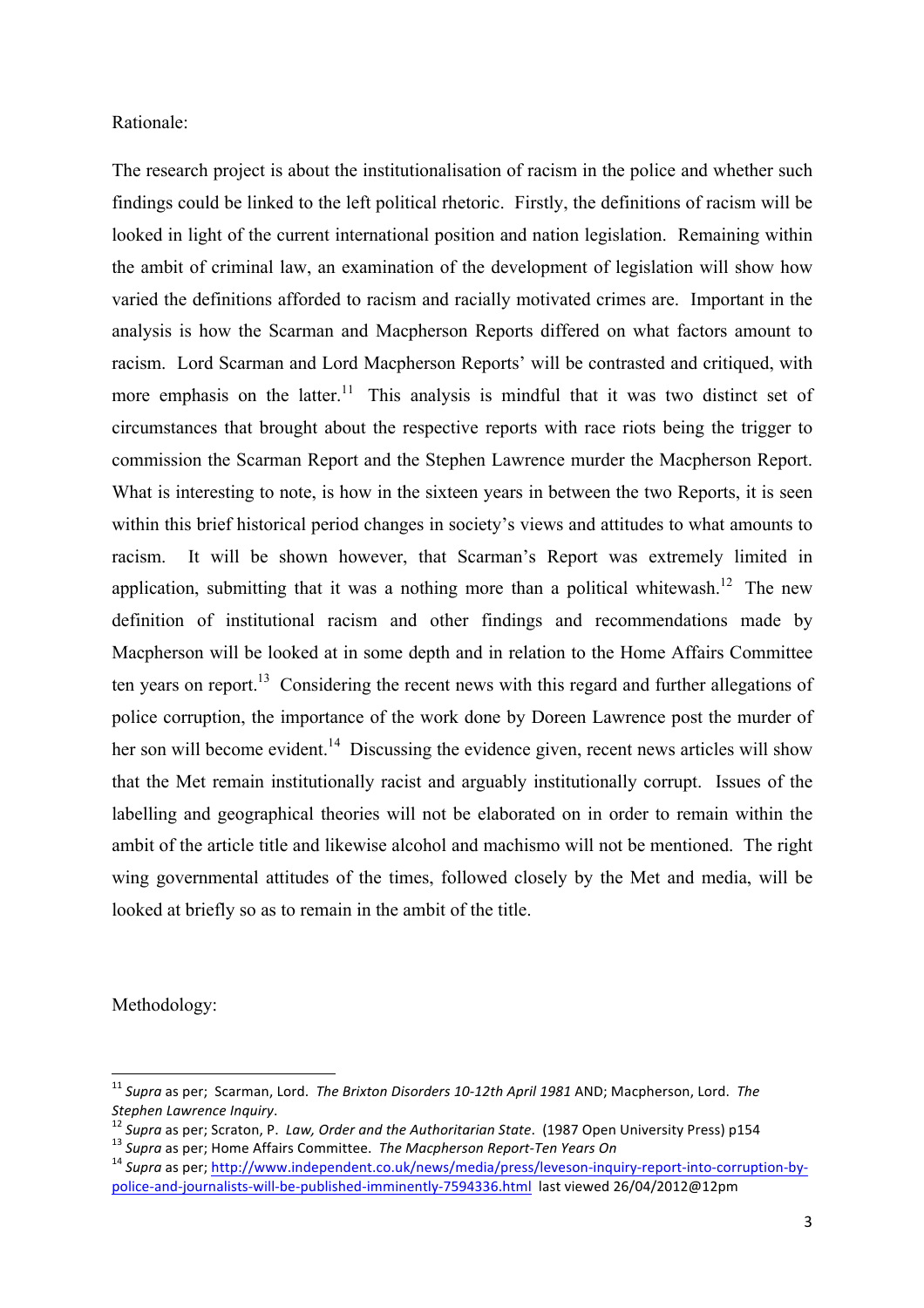Rationale:

The research project is about the institutionalisation of racism in the police and whether such findings could be linked to the left political rhetoric. Firstly, the definitions of racism will be looked in light of the current international position and nation legislation. Remaining within the ambit of criminal law, an examination of the development of legislation will show how varied the definitions afforded to racism and racially motivated crimes are. Important in the analysis is how the Scarman and Macpherson Reports differed on what factors amount to racism. Lord Scarman and Lord Macpherson Reports' will be contrasted and critiqued, with more emphasis on the latter.[11] This analysis is mindful that it was two distinct set of circumstances that brought about the respective reports with race riots being the trigger to commission the Scarman Report and the Stephen Lawrence murder the Macpherson Report. What is interesting to note, is how in the sixteen years in between the two Reports, it is seen within this brief historical period changes in society's views and attitudes to what amounts to racism. It will be shown however, that Scarman's Report was extremely limited in application, submitting that it was a nothing more than a political whitewash.[12] The new definition of institutional racism and other findings and recommendations made by Macpherson will be looked at in some depth and in relation to the Home Affairs Committee ten years on report.[13] Considering the recent news with this regard and further allegations of police corruption, the importance of the work done by Doreen Lawrence post the murder of her son will become evident.[14] Discussing the evidence given, recent news articles will show that the Met remain institutionally racist and arguably institutionally corrupt. Issues of the labelling and geographical theories will not be elaborated on in order to remain within the ambit of the article title and likewise alcohol and machismo will not be mentioned. The right wing governmental attitudes of the times, followed closely by the Met and media, will be looked at briefly so as to remain in the ambit of the title.

Methodology:

---

[11] *Supra* as per; Scarman, Lord. *The Brixton Disorders 10-12th April 1981* AND; Macpherson, Lord. *The Stephen Lawrence Inquiry*.

[12] *Supra* as per; Scraton, P. *Law, Order and the Authoritarian State*. (1987 Open University Press) p154

[13] *Supra* as per; Home Affairs Committee. *The Macpherson Report-Ten Years On*

[14] *Supra* as per; http://www.independent.co.uk/news/media/press/leveson-inquiry-report-into-corruption-by-police-and-journalists-will-be-published-imminently-7594336.html last viewed 26/04/2012@12pm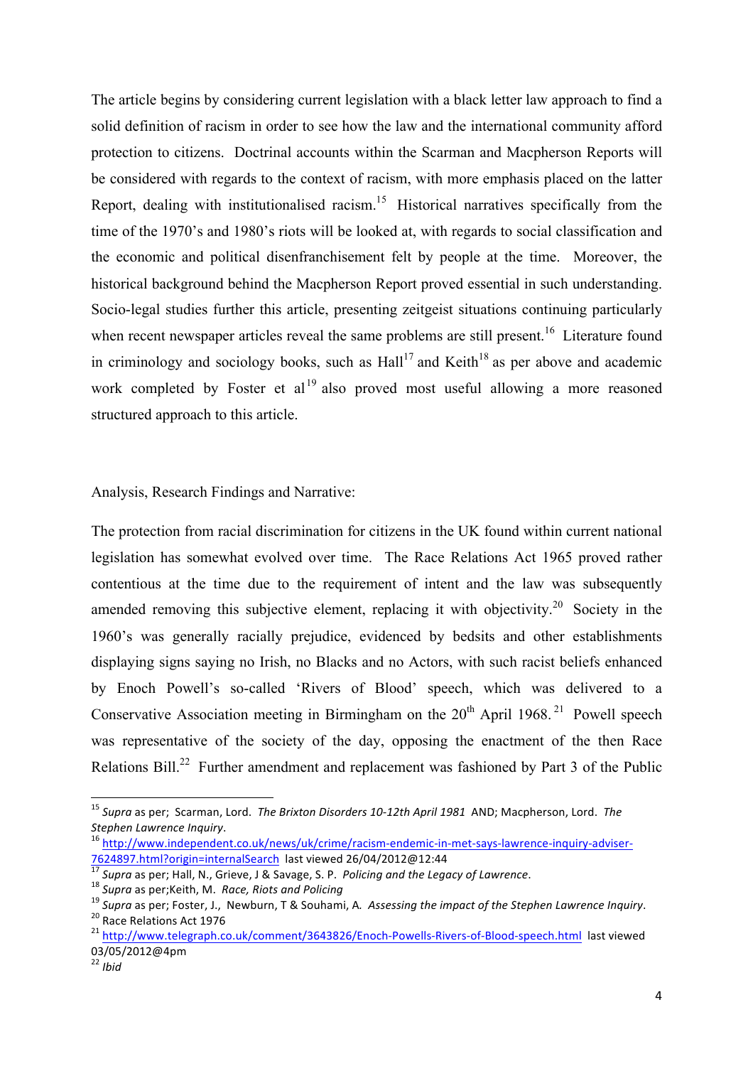The article begins by considering current legislation with a black letter law approach to find a solid definition of racism in order to see how the law and the international community afford protection to citizens. Doctrinal accounts within the Scarman and Macpherson Reports will be considered with regards to the context of racism, with more emphasis placed on the latter Report, dealing with institutionalised racism.[15] Historical narratives specifically from the time of the 1970's and 1980's riots will be looked at, with regards to social classification and the economic and political disenfranchisement felt by people at the time. Moreover, the historical background behind the Macpherson Report proved essential in such understanding. Socio-legal studies further this article, presenting zeitgeist situations continuing particularly when recent newspaper articles reveal the same problems are still present.[16] Literature found in criminology and sociology books, such as Hall[17] and Keith[18] as per above and academic work completed by Foster et al[19] also proved most useful allowing a more reasoned structured approach to this article.

Analysis, Research Findings and Narrative:

The protection from racial discrimination for citizens in the UK found within current national legislation has somewhat evolved over time. The Race Relations Act 1965 proved rather contentious at the time due to the requirement of intent and the law was subsequently amended removing this subjective element, replacing it with objectivity.[20] Society in the 1960's was generally racially prejudice, evidenced by bedsits and other establishments displaying signs saying no Irish, no Blacks and no Actors, with such racist beliefs enhanced by Enoch Powell's so-called 'Rivers of Blood' speech, which was delivered to a Conservative Association meeting in Birmingham on the 20th April 1968.[21] Powell speech was representative of the society of the day, opposing the enactment of the then Race Relations Bill.[22] Further amendment and replacement was fashioned by Part 3 of the Public

---

[15] *Supra* as per; Scarman, Lord. *The Brixton Disorders 10-12th April 1981* AND; Macpherson, Lord. *The Stephen Lawrence Inquiry*.

[16] http://www.independent.co.uk/news/uk/crime/racism-endemic-in-met-says-lawrence-inquiry-adviser-7624897.html?origin=internalSearch last viewed 26/04/2012@12:44

[17] *Supra* as per; Hall, N., Grieve, J & Savage, S. P. *Policing and the Legacy of Lawrence*.

[18] *Supra* as per;Keith, M. *Race, Riots and Policing*

[19] *Supra* as per; Foster, J., Newburn, T & Souhami, A. *Assessing the impact of the Stephen Lawrence Inquiry*.

[20] Race Relations Act 1976

[21] http://www.telegraph.co.uk/comment/3643826/Enoch-Powells-Rivers-of-Blood-speech.html last viewed 03/05/2012@4pm

[22] *Ibid*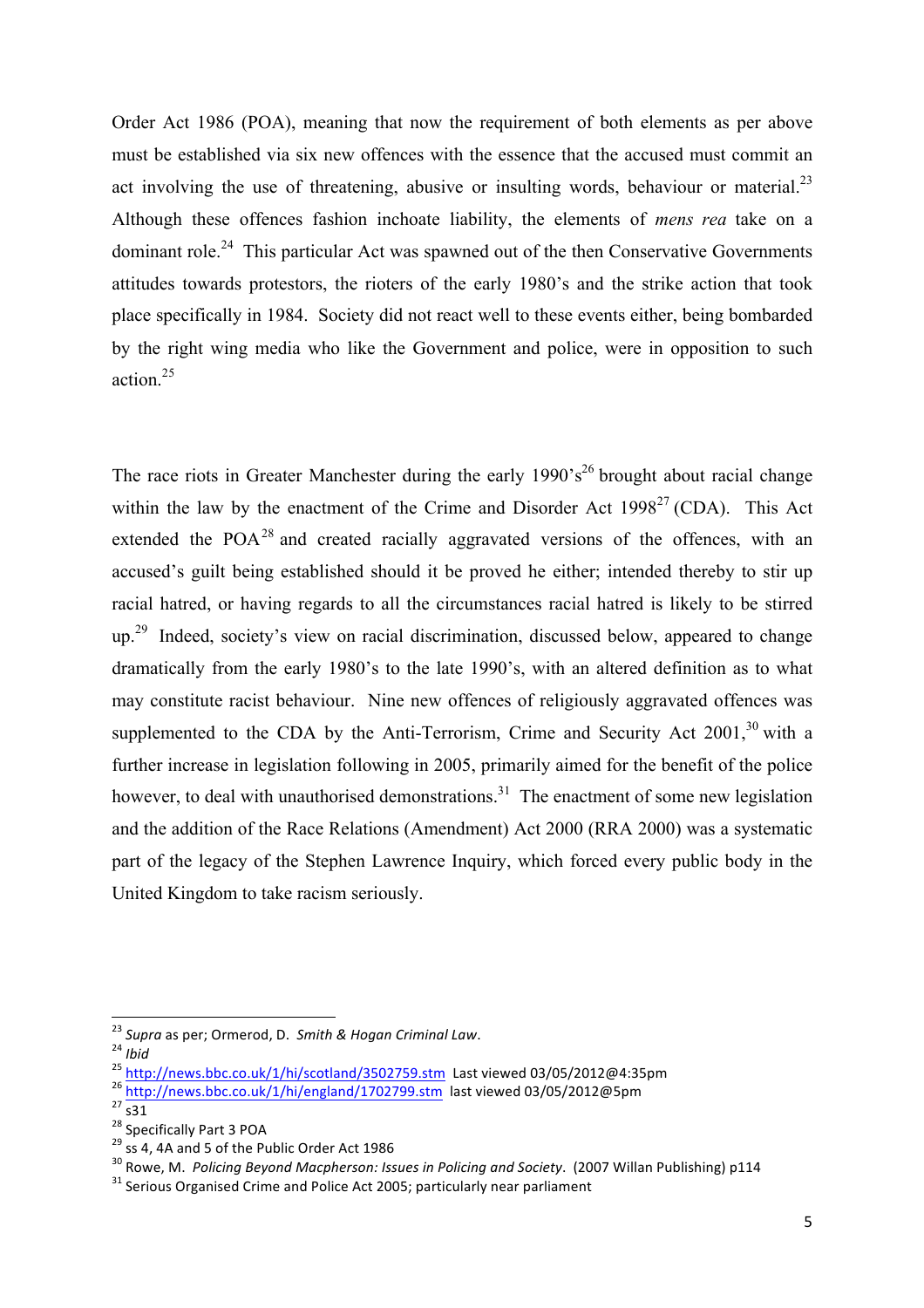Order Act 1986 (POA), meaning that now the requirement of both elements as per above must be established via six new offences with the essence that the accused must commit an act involving the use of threatening, abusive or insulting words, behaviour or material.[23] Although these offences fashion inchoate liability, the elements of *mens rea* take on a dominant role.[24] This particular Act was spawned out of the then Conservative Governments attitudes towards protestors, the rioters of the early 1980's and the strike action that took place specifically in 1984. Society did not react well to these events either, being bombarded by the right wing media who like the Government and police, were in opposition to such action.[25]

The race riots in Greater Manchester during the early 1990's[26] brought about racial change within the law by the enactment of the Crime and Disorder Act 1998[27] (CDA). This Act extended the POA[28] and created racially aggravated versions of the offences, with an accused's guilt being established should it be proved he either; intended thereby to stir up racial hatred, or having regards to all the circumstances racial hatred is likely to be stirred up.[29] Indeed, society's view on racial discrimination, discussed below, appeared to change dramatically from the early 1980's to the late 1990's, with an altered definition as to what may constitute racist behaviour. Nine new offences of religiously aggravated offences was supplemented to the CDA by the Anti-Terrorism, Crime and Security Act 2001,[30] with a further increase in legislation following in 2005, primarily aimed for the benefit of the police however, to deal with unauthorised demonstrations.[31] The enactment of some new legislation and the addition of the Race Relations (Amendment) Act 2000 (RRA 2000) was a systematic part of the legacy of the Stephen Lawrence Inquiry, which forced every public body in the United Kingdom to take racism seriously.

---

[23] *Supra* as per; Ormerod, D. *Smith & Hogan Criminal Law*.

[24] *Ibid*

[25] http://news.bbc.co.uk/1/hi/scotland/3502759.stm Last viewed 03/05/2012@4:35pm

[26] http://news.bbc.co.uk/1/hi/england/1702799.stm last viewed 03/05/2012@5pm

[27] s31

[28] Specifically Part 3 POA

[29] ss 4, 4A and 5 of the Public Order Act 1986

[30] Rowe, M. *Policing Beyond Macpherson: Issues in Policing and Society*. (2007 Willan Publishing) p114

[31] Serious Organised Crime and Police Act 2005; particularly near parliament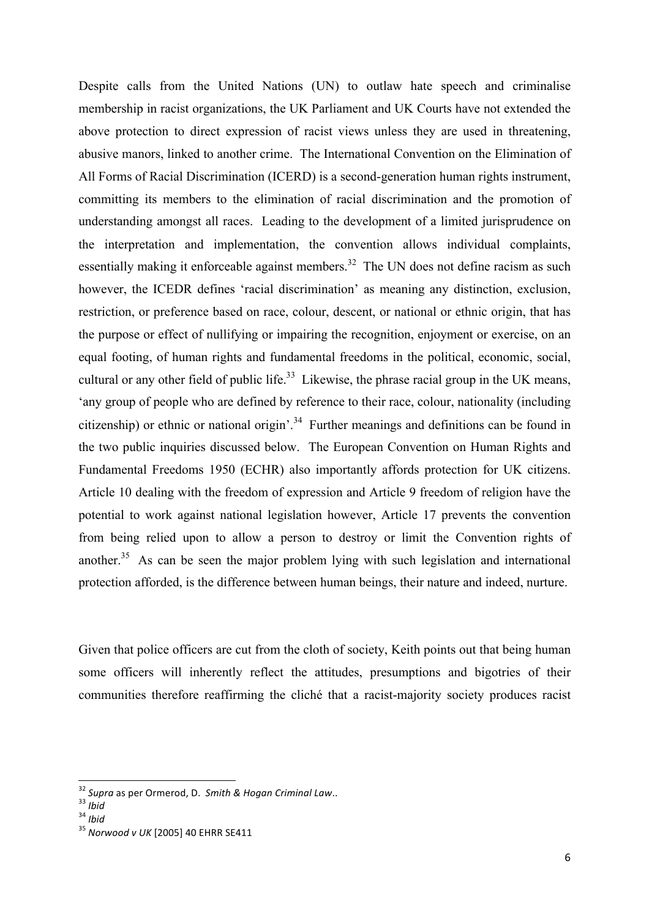Despite calls from the United Nations (UN) to outlaw hate speech and criminalise membership in racist organizations, the UK Parliament and UK Courts have not extended the above protection to direct expression of racist views unless they are used in threatening, abusive manors, linked to another crime. The International Convention on the Elimination of All Forms of Racial Discrimination (ICERD) is a second-generation human rights instrument, committing its members to the elimination of racial discrimination and the promotion of understanding amongst all races. Leading to the development of a limited jurisprudence on the interpretation and implementation, the convention allows individual complaints, essentially making it enforceable against members.[32] The UN does not define racism as such however, the ICEDR defines 'racial discrimination' as meaning any distinction, exclusion, restriction, or preference based on race, colour, descent, or national or ethnic origin, that has the purpose or effect of nullifying or impairing the recognition, enjoyment or exercise, on an equal footing, of human rights and fundamental freedoms in the political, economic, social, cultural or any other field of public life.[33] Likewise, the phrase racial group in the UK means, 'any group of people who are defined by reference to their race, colour, nationality (including citizenship) or ethnic or national origin'.[34] Further meanings and definitions can be found in the two public inquiries discussed below. The European Convention on Human Rights and Fundamental Freedoms 1950 (ECHR) also importantly affords protection for UK citizens. Article 10 dealing with the freedom of expression and Article 9 freedom of religion have the potential to work against national legislation however, Article 17 prevents the convention from being relied upon to allow a person to destroy or limit the Convention rights of another.[35] As can be seen the major problem lying with such legislation and international protection afforded, is the difference between human beings, their nature and indeed, nurture.

Given that police officers are cut from the cloth of society, Keith points out that being human some officers will inherently reflect the attitudes, presumptions and bigotries of their communities therefore reaffirming the cliché that a racist-majority society produces racist

---

[32] *Supra* as per Ormerod, D. *Smith & Hogan Criminal Law*..

[33] *Ibid*

[34] *Ibid*

[35] *Norwood v UK* [2005] 40 EHRR SE411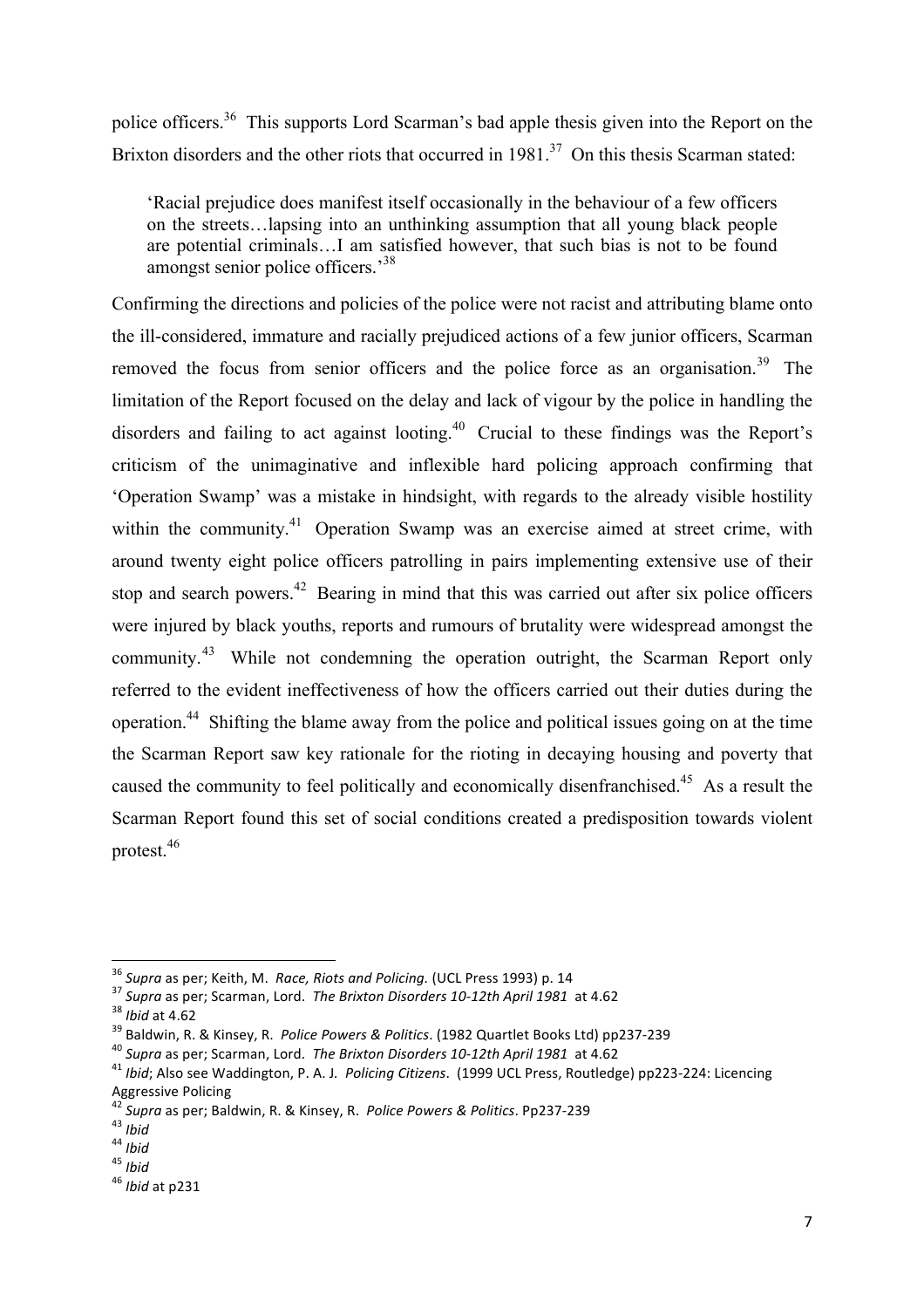police officers.[36] This supports Lord Scarman's bad apple thesis given into the Report on the Brixton disorders and the other riots that occurred in 1981.[37] On this thesis Scarman stated:

> 'Racial prejudice does manifest itself occasionally in the behaviour of a few officers on the streets…lapsing into an unthinking assumption that all young black people are potential criminals…I am satisfied however, that such bias is not to be found amongst senior police officers.'[38]

Confirming the directions and policies of the police were not racist and attributing blame onto the ill-considered, immature and racially prejudiced actions of a few junior officers, Scarman removed the focus from senior officers and the police force as an organisation.[39] The limitation of the Report focused on the delay and lack of vigour by the police in handling the disorders and failing to act against looting.[40] Crucial to these findings was the Report's criticism of the unimaginative and inflexible hard policing approach confirming that 'Operation Swamp' was a mistake in hindsight, with regards to the already visible hostility within the community.[41] Operation Swamp was an exercise aimed at street crime, with around twenty eight police officers patrolling in pairs implementing extensive use of their stop and search powers.[42] Bearing in mind that this was carried out after six police officers were injured by black youths, reports and rumours of brutality were widespread amongst the community.[43] While not condemning the operation outright, the Scarman Report only referred to the evident ineffectiveness of how the officers carried out their duties during the operation.[44] Shifting the blame away from the police and political issues going on at the time the Scarman Report saw key rationale for the rioting in decaying housing and poverty that caused the community to feel politically and economically disenfranchised.[45] As a result the Scarman Report found this set of social conditions created a predisposition towards violent protest.[46]

---

[36] *Supra* as per; Keith, M. *Race, Riots and Policing.* (UCL Press 1993) p. 14

[37] *Supra* as per; Scarman, Lord. *The Brixton Disorders 10-12th April 1981* at 4.62

[38] *Ibid* at 4.62

[39] Baldwin, R. & Kinsey, R. *Police Powers & Politics*. (1982 Quartlet Books Ltd) pp237-239

[40] *Supra* as per; Scarman, Lord. *The Brixton Disorders 10-12th April 1981* at 4.62

[41] *Ibid*; Also see Waddington, P. A. J. *Policing Citizens*. (1999 UCL Press, Routledge) pp223-224: Licencing Aggressive Policing

[42] *Supra* as per; Baldwin, R. & Kinsey, R. *Police Powers & Politics*. Pp237-239

[43] *Ibid*

[44] *Ibid*

[45] *Ibid*

[46] *Ibid* at p231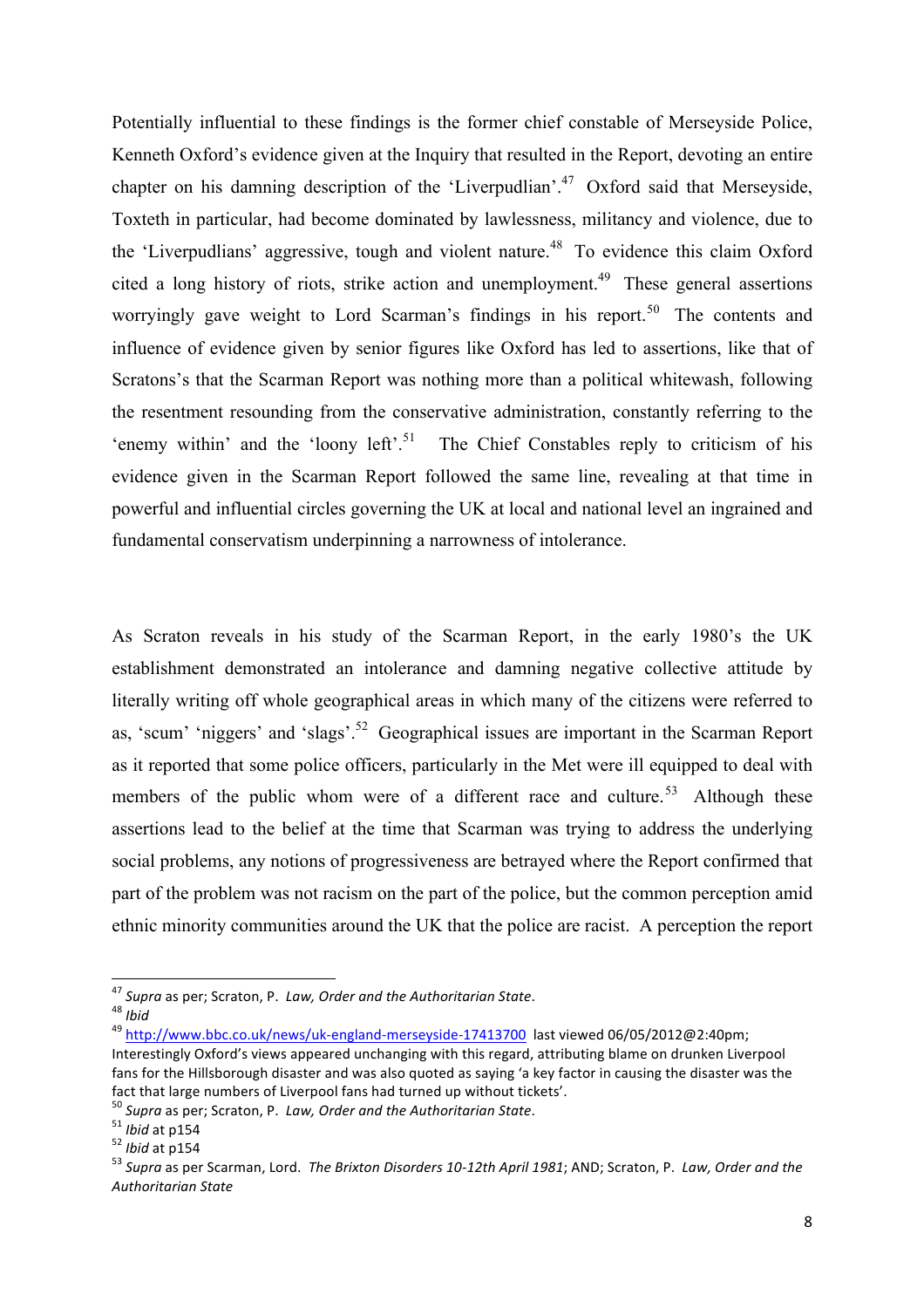Potentially influential to these findings is the former chief constable of Merseyside Police, Kenneth Oxford's evidence given at the Inquiry that resulted in the Report, devoting an entire chapter on his damning description of the 'Liverpudlian'.[47] Oxford said that Merseyside, Toxteth in particular, had become dominated by lawlessness, militancy and violence, due to the 'Liverpudlians' aggressive, tough and violent nature.[48] To evidence this claim Oxford cited a long history of riots, strike action and unemployment.[49] These general assertions worryingly gave weight to Lord Scarman's findings in his report.[50] The contents and influence of evidence given by senior figures like Oxford has led to assertions, like that of Scratons's that the Scarman Report was nothing more than a political whitewash, following the resentment resounding from the conservative administration, constantly referring to the 'enemy within' and the 'loony left'.[51] The Chief Constables reply to criticism of his evidence given in the Scarman Report followed the same line, revealing at that time in powerful and influential circles governing the UK at local and national level an ingrained and fundamental conservatism underpinning a narrowness of intolerance.

As Scraton reveals in his study of the Scarman Report, in the early 1980's the UK establishment demonstrated an intolerance and damning negative collective attitude by literally writing off whole geographical areas in which many of the citizens were referred to as, 'scum' 'niggers' and 'slags'.[52] Geographical issues are important in the Scarman Report as it reported that some police officers, particularly in the Met were ill equipped to deal with members of the public whom were of a different race and culture.[53] Although these assertions lead to the belief at the time that Scarman was trying to address the underlying social problems, any notions of progressiveness are betrayed where the Report confirmed that part of the problem was not racism on the part of the police, but the common perception amid ethnic minority communities around the UK that the police are racist. A perception the report

---

[47] *Supra* as per; Scraton, P. *Law, Order and the Authoritarian State*.

[48] *Ibid*

[49] http://www.bbc.co.uk/news/uk-england-merseyside-17413700 last viewed 06/05/2012@2:40pm; Interestingly Oxford's views appeared unchanging with this regard, attributing blame on drunken Liverpool fans for the Hillsborough disaster and was also quoted as saying 'a key factor in causing the disaster was the fact that large numbers of Liverpool fans had turned up without tickets'.

[50] *Supra* as per; Scraton, P. *Law, Order and the Authoritarian State*.

[51] *Ibid* at p154

[52] *Ibid* at p154

[53] *Supra* as per Scarman, Lord. *The Brixton Disorders 10-12th April 1981*; AND; Scraton, P. *Law, Order and the Authoritarian State*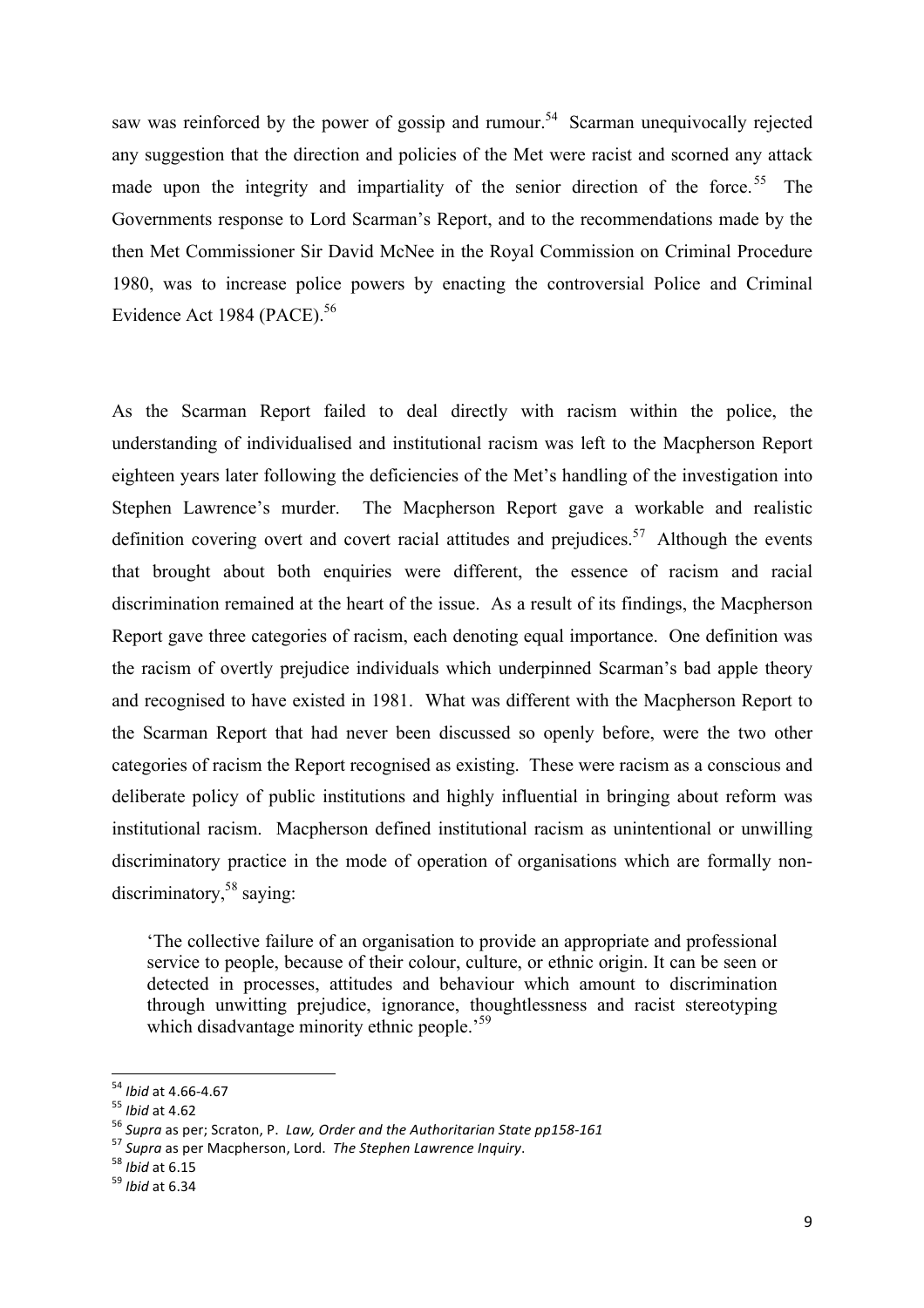saw was reinforced by the power of gossip and rumour.[54] Scarman unequivocally rejected any suggestion that the direction and policies of the Met were racist and scorned any attack made upon the integrity and impartiality of the senior direction of the force.[55] The Governments response to Lord Scarman's Report, and to the recommendations made by the then Met Commissioner Sir David McNee in the Royal Commission on Criminal Procedure 1980, was to increase police powers by enacting the controversial Police and Criminal Evidence Act 1984 (PACE).[56]

As the Scarman Report failed to deal directly with racism within the police, the understanding of individualised and institutional racism was left to the Macpherson Report eighteen years later following the deficiencies of the Met's handling of the investigation into Stephen Lawrence's murder. The Macpherson Report gave a workable and realistic definition covering overt and covert racial attitudes and prejudices.[57] Although the events that brought about both enquiries were different, the essence of racism and racial discrimination remained at the heart of the issue. As a result of its findings, the Macpherson Report gave three categories of racism, each denoting equal importance. One definition was the racism of overtly prejudice individuals which underpinned Scarman's bad apple theory and recognised to have existed in 1981. What was different with the Macpherson Report to the Scarman Report that had never been discussed so openly before, were the two other categories of racism the Report recognised as existing. These were racism as a conscious and deliberate policy of public institutions and highly influential in bringing about reform was institutional racism. Macpherson defined institutional racism as unintentional or unwilling discriminatory practice in the mode of operation of organisations which are formally non-discriminatory,[58] saying:

> 'The collective failure of an organisation to provide an appropriate and professional service to people, because of their colour, culture, or ethnic origin. It can be seen or detected in processes, attitudes and behaviour which amount to discrimination through unwitting prejudice, ignorance, thoughtlessness and racist stereotyping which disadvantage minority ethnic people.'[59]

---

[54] *Ibid* at 4.66-4.67

[55] *Ibid* at 4.62

[56] *Supra* as per; Scraton, P. *Law, Order and the Authoritarian State pp158-161*

[57] *Supra* as per Macpherson, Lord. *The Stephen Lawrence Inquiry*.

[58] *Ibid* at 6.15

[59] *Ibid* at 6.34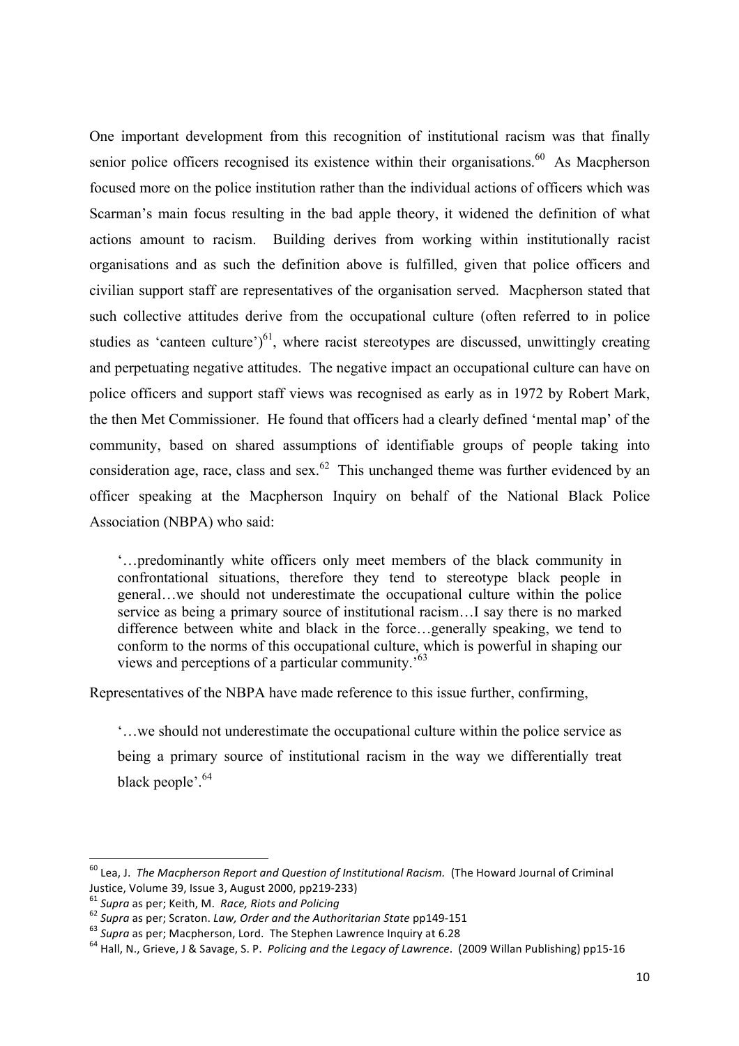One important development from this recognition of institutional racism was that finally senior police officers recognised its existence within their organisations.[60] As Macpherson focused more on the police institution rather than the individual actions of officers which was Scarman's main focus resulting in the bad apple theory, it widened the definition of what actions amount to racism. Building derives from working within institutionally racist organisations and as such the definition above is fulfilled, given that police officers and civilian support staff are representatives of the organisation served. Macpherson stated that such collective attitudes derive from the occupational culture (often referred to in police studies as 'canteen culture')[61], where racist stereotypes are discussed, unwittingly creating and perpetuating negative attitudes. The negative impact an occupational culture can have on police officers and support staff views was recognised as early as in 1972 by Robert Mark, the then Met Commissioner. He found that officers had a clearly defined 'mental map' of the community, based on shared assumptions of identifiable groups of people taking into consideration age, race, class and sex.[62] This unchanged theme was further evidenced by an officer speaking at the Macpherson Inquiry on behalf of the National Black Police Association (NBPA) who said:

> '…predominantly white officers only meet members of the black community in confrontational situations, therefore they tend to stereotype black people in general…we should not underestimate the occupational culture within the police service as being a primary source of institutional racism…I say there is no marked difference between white and black in the force…generally speaking, we tend to conform to the norms of this occupational culture, which is powerful in shaping our views and perceptions of a particular community.'[63]

Representatives of the NBPA have made reference to this issue further, confirming,

> '…we should not underestimate the occupational culture within the police service as being a primary source of institutional racism in the way we differentially treat black people'.[64]

---

[60] Lea, J. *The Macpherson Report and Question of Institutional Racism.* (The Howard Journal of Criminal Justice, Volume 39, Issue 3, August 2000, pp219-233)

[61] *Supra* as per; Keith, M. *Race, Riots and Policing*

[62] *Supra* as per; Scraton. *Law, Order and the Authoritarian State* pp149-151

[63] *Supra* as per; Macpherson, Lord. The Stephen Lawrence Inquiry at 6.28

[64] Hall, N., Grieve, J & Savage, S. P. *Policing and the Legacy of Lawrence*. (2009 Willan Publishing) pp15-16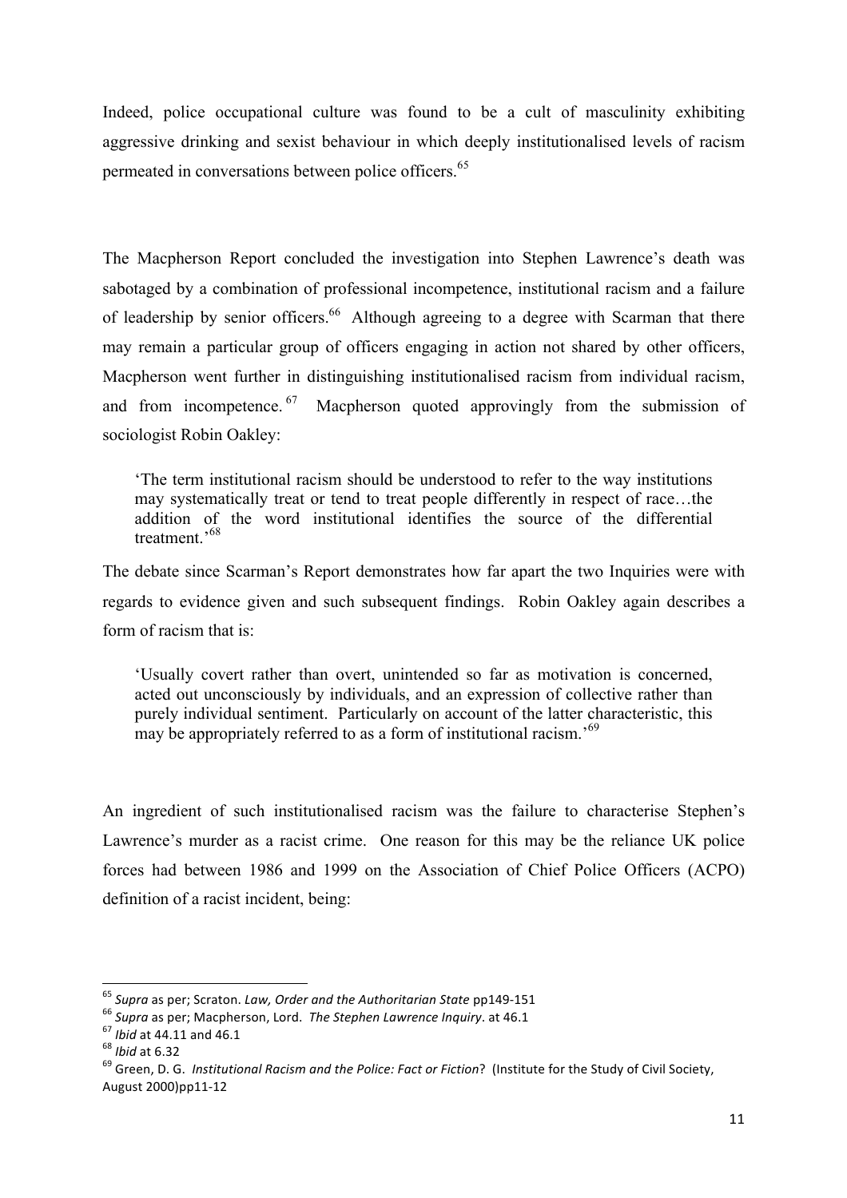Indeed, police occupational culture was found to be a cult of masculinity exhibiting aggressive drinking and sexist behaviour in which deeply institutionalised levels of racism permeated in conversations between police officers.[65]

The Macpherson Report concluded the investigation into Stephen Lawrence's death was sabotaged by a combination of professional incompetence, institutional racism and a failure of leadership by senior officers.[66] Although agreeing to a degree with Scarman that there may remain a particular group of officers engaging in action not shared by other officers, Macpherson went further in distinguishing institutionalised racism from individual racism, and from incompetence.[67] Macpherson quoted approvingly from the submission of sociologist Robin Oakley:

> 'The term institutional racism should be understood to refer to the way institutions may systematically treat or tend to treat people differently in respect of race…the addition of the word institutional identifies the source of the differential treatment.'[68]

The debate since Scarman's Report demonstrates how far apart the two Inquiries were with regards to evidence given and such subsequent findings. Robin Oakley again describes a form of racism that is:

> 'Usually covert rather than overt, unintended so far as motivation is concerned, acted out unconsciously by individuals, and an expression of collective rather than purely individual sentiment. Particularly on account of the latter characteristic, this may be appropriately referred to as a form of institutional racism.'[69]

An ingredient of such institutionalised racism was the failure to characterise Stephen's Lawrence's murder as a racist crime. One reason for this may be the reliance UK police forces had between 1986 and 1999 on the Association of Chief Police Officers (ACPO) definition of a racist incident, being:

---

[65] *Supra* as per; Scraton. *Law, Order and the Authoritarian State* pp149-151

[66] *Supra* as per; Macpherson, Lord. *The Stephen Lawrence Inquiry*. at 46.1

[67] *Ibid* at 44.11 and 46.1

[68] *Ibid* at 6.32

[69] Green, D. G. *Institutional Racism and the Police: Fact or Fiction*? (Institute for the Study of Civil Society, August 2000)pp11-12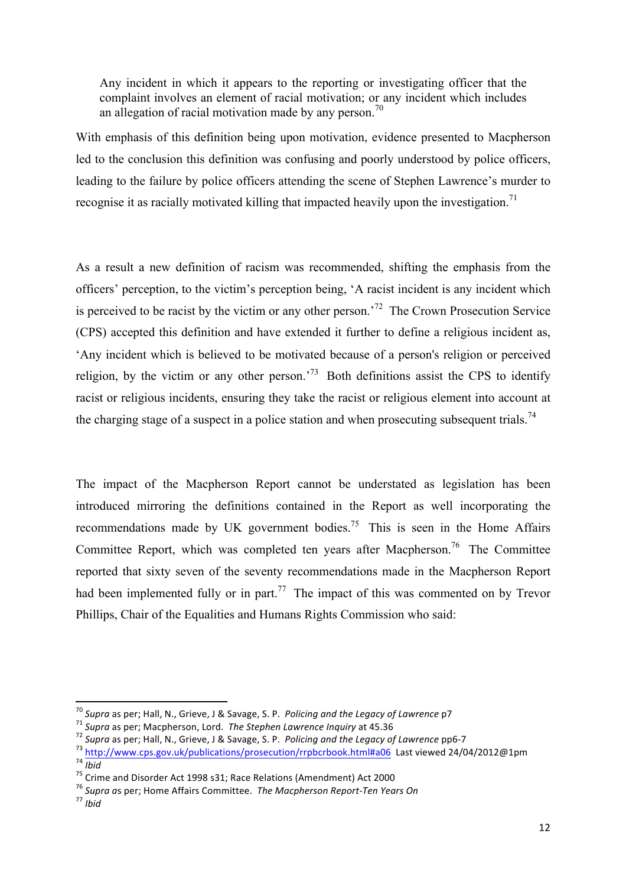> Any incident in which it appears to the reporting or investigating officer that the complaint involves an element of racial motivation; or any incident which includes an allegation of racial motivation made by any person.[70]

With emphasis of this definition being upon motivation, evidence presented to Macpherson led to the conclusion this definition was confusing and poorly understood by police officers, leading to the failure by police officers attending the scene of Stephen Lawrence's murder to recognise it as racially motivated killing that impacted heavily upon the investigation.[71]

As a result a new definition of racism was recommended, shifting the emphasis from the officers' perception, to the victim's perception being, 'A racist incident is any incident which is perceived to be racist by the victim or any other person.'[72] The Crown Prosecution Service (CPS) accepted this definition and have extended it further to define a religious incident as, 'Any incident which is believed to be motivated because of a person's religion or perceived religion, by the victim or any other person.'[73] Both definitions assist the CPS to identify racist or religious incidents, ensuring they take the racist or religious element into account at the charging stage of a suspect in a police station and when prosecuting subsequent trials.[74]

The impact of the Macpherson Report cannot be understated as legislation has been introduced mirroring the definitions contained in the Report as well incorporating the recommendations made by UK government bodies.[75] This is seen in the Home Affairs Committee Report, which was completed ten years after Macpherson.[76] The Committee reported that sixty seven of the seventy recommendations made in the Macpherson Report had been implemented fully or in part.[77] The impact of this was commented on by Trevor Phillips, Chair of the Equalities and Humans Rights Commission who said:

---

[70] *Supra* as per; Hall, N., Grieve, J & Savage, S. P. *Policing and the Legacy of Lawrence* p7

[71] *Supra* as per; Macpherson, Lord. *The Stephen Lawrence Inquiry* at 45.36

[72] *Supra* as per; Hall, N., Grieve, J & Savage, S. P. *Policing and the Legacy of Lawrence* pp6-7

[73] http://www.cps.gov.uk/publications/prosecution/rrpbcrbook.html#a06 Last viewed 24/04/2012@1pm

[74] *Ibid*

[75] Crime and Disorder Act 1998 s31; Race Relations (Amendment) Act 2000

[76] *Supra* as per; Home Affairs Committee. *The Macpherson Report-Ten Years On*

[77] *Ibid*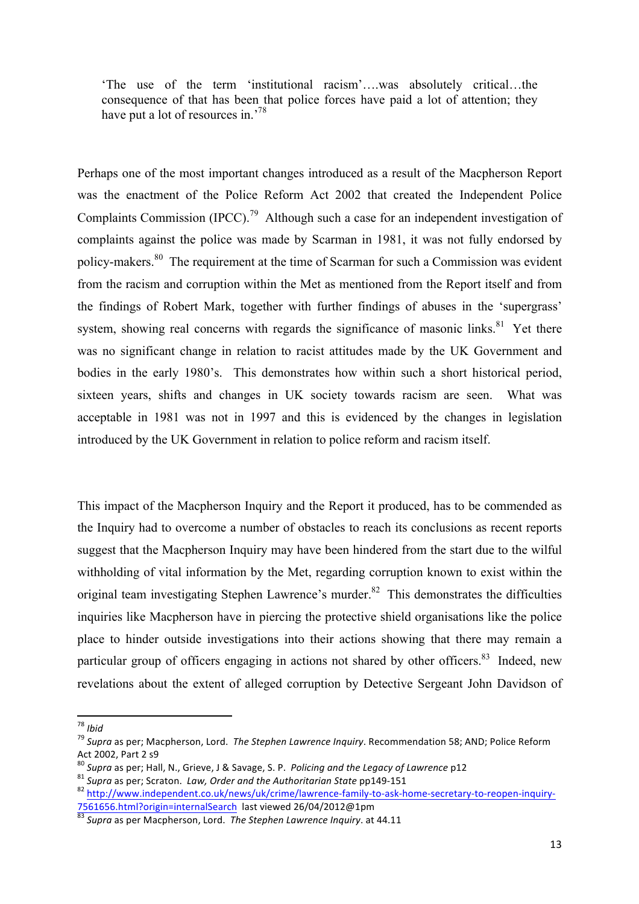> 'The use of the term 'institutional racism'….was absolutely critical…the consequence of that has been that police forces have paid a lot of attention; they have put a lot of resources in.'[78]

Perhaps one of the most important changes introduced as a result of the Macpherson Report was the enactment of the Police Reform Act 2002 that created the Independent Police Complaints Commission (IPCC).[79] Although such a case for an independent investigation of complaints against the police was made by Scarman in 1981, it was not fully endorsed by policy-makers.[80] The requirement at the time of Scarman for such a Commission was evident from the racism and corruption within the Met as mentioned from the Report itself and from the findings of Robert Mark, together with further findings of abuses in the 'supergrass' system, showing real concerns with regards the significance of masonic links.[81] Yet there was no significant change in relation to racist attitudes made by the UK Government and bodies in the early 1980's. This demonstrates how within such a short historical period, sixteen years, shifts and changes in UK society towards racism are seen. What was acceptable in 1981 was not in 1997 and this is evidenced by the changes in legislation introduced by the UK Government in relation to police reform and racism itself.

This impact of the Macpherson Inquiry and the Report it produced, has to be commended as the Inquiry had to overcome a number of obstacles to reach its conclusions as recent reports suggest that the Macpherson Inquiry may have been hindered from the start due to the wilful withholding of vital information by the Met, regarding corruption known to exist within the original team investigating Stephen Lawrence's murder.[82] This demonstrates the difficulties inquiries like Macpherson have in piercing the protective shield organisations like the police place to hinder outside investigations into their actions showing that there may remain a particular group of officers engaging in actions not shared by other officers.[83] Indeed, new revelations about the extent of alleged corruption by Detective Sergeant John Davidson of

---

[78] *Ibid*

[79] *Supra* as per; Macpherson, Lord. *The Stephen Lawrence Inquiry*. Recommendation 58; AND; Police Reform Act 2002, Part 2 s9

[80] *Supra* as per; Hall, N., Grieve, J & Savage, S. P. *Policing and the Legacy of Lawrence* p12

[81] *Supra* as per; Scraton. *Law, Order and the Authoritarian State* pp149-151

[82] http://www.independent.co.uk/news/uk/crime/lawrence-family-to-ask-home-secretary-to-reopen-inquiry-7561656.html?origin=internalSearch last viewed 26/04/2012@1pm

[83] *Supra* as per Macpherson, Lord. *The Stephen Lawrence Inquiry*. at 44.11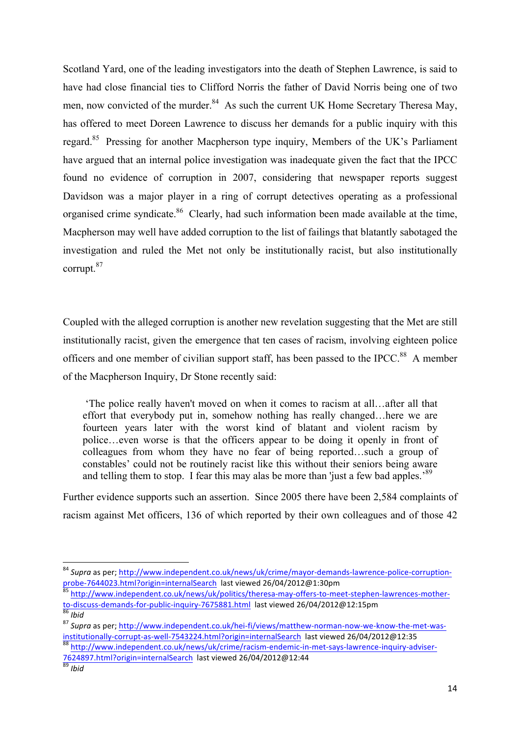Scotland Yard, one of the leading investigators into the death of Stephen Lawrence, is said to have had close financial ties to Clifford Norris the father of David Norris being one of two men, now convicted of the murder.[84] As such the current UK Home Secretary Theresa May, has offered to meet Doreen Lawrence to discuss her demands for a public inquiry with this regard.[85] Pressing for another Macpherson type inquiry, Members of the UK's Parliament have argued that an internal police investigation was inadequate given the fact that the IPCC found no evidence of corruption in 2007, considering that newspaper reports suggest Davidson was a major player in a ring of corrupt detectives operating as a professional organised crime syndicate.[86] Clearly, had such information been made available at the time, Macpherson may well have added corruption to the list of failings that blatantly sabotaged the investigation and ruled the Met not only be institutionally racist, but also institutionally corrupt.[87]

Coupled with the alleged corruption is another new revelation suggesting that the Met are still institutionally racist, given the emergence that ten cases of racism, involving eighteen police officers and one member of civilian support staff, has been passed to the IPCC.[88] A member of the Macpherson Inquiry, Dr Stone recently said:

> 'The police really haven't moved on when it comes to racism at all…after all that effort that everybody put in, somehow nothing has really changed…here we are fourteen years later with the worst kind of blatant and violent racism by police…even worse is that the officers appear to be doing it openly in front of colleagues from whom they have no fear of being reported…such a group of constables' could not be routinely racist like this without their seniors being aware and telling them to stop. I fear this may alas be more than 'just a few bad apples.'[89]

Further evidence supports such an assertion. Since 2005 there have been 2,584 complaints of racism against Met officers, 136 of which reported by their own colleagues and of those 42

---

[84] *Supra* as per; http://www.independent.co.uk/news/uk/crime/mayor-demands-lawrence-police-corruption-probe-7644023.html?origin=internalSearch last viewed 26/04/2012@1:30pm

[85] http://www.independent.co.uk/news/uk/politics/theresa-may-offers-to-meet-stephen-lawrences-mother-to-discuss-demands-for-public-inquiry-7675881.html last viewed 26/04/2012@12:15pm

[86] *Ibid*

[87] *Supra* as per; http://www.independent.co.uk/hei-fi/views/matthew-norman-now-we-know-the-met-was-institutionally-corrupt-as-well-7543224.html?origin=internalSearch last viewed 26/04/2012@12:35

[88] http://www.independent.co.uk/news/uk/crime/racism-endemic-in-met-says-lawrence-inquiry-adviser-7624897.html?origin=internalSearch last viewed 26/04/2012@12:44

[89] *Ibid*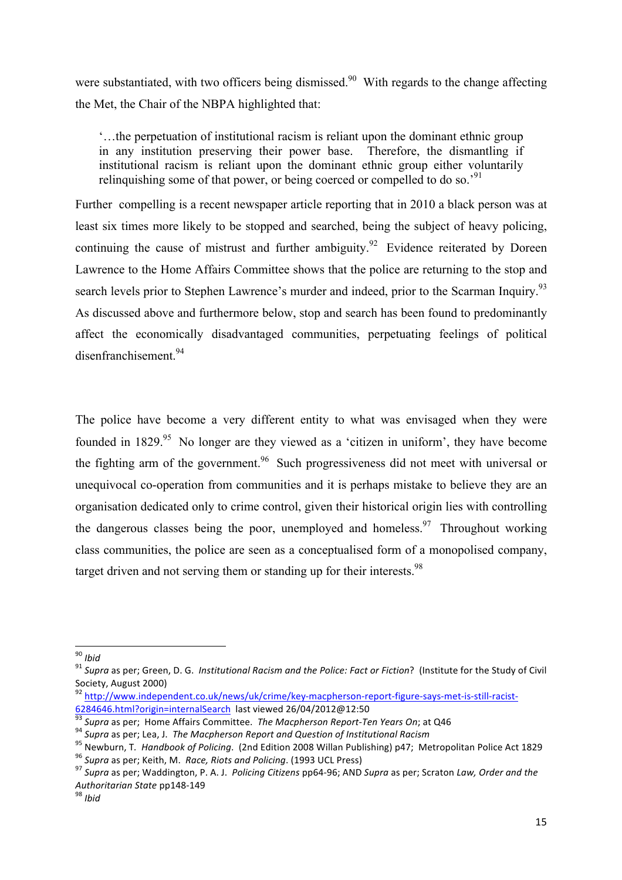were substantiated, with two officers being dismissed.[90] With regards to the change affecting the Met, the Chair of the NBPA highlighted that:

> '…the perpetuation of institutional racism is reliant upon the dominant ethnic group in any institution preserving their power base. Therefore, the dismantling if institutional racism is reliant upon the dominant ethnic group either voluntarily relinquishing some of that power, or being coerced or compelled to do so.'[91]

Further compelling is a recent newspaper article reporting that in 2010 a black person was at least six times more likely to be stopped and searched, being the subject of heavy policing, continuing the cause of mistrust and further ambiguity.[92] Evidence reiterated by Doreen Lawrence to the Home Affairs Committee shows that the police are returning to the stop and search levels prior to Stephen Lawrence's murder and indeed, prior to the Scarman Inquiry.[93] As discussed above and furthermore below, stop and search has been found to predominantly affect the economically disadvantaged communities, perpetuating feelings of political disenfranchisement.[94]

The police have become a very different entity to what was envisaged when they were founded in 1829.[95] No longer are they viewed as a 'citizen in uniform', they have become the fighting arm of the government.[96] Such progressiveness did not meet with universal or unequivocal co-operation from communities and it is perhaps mistake to believe they are an organisation dedicated only to crime control, given their historical origin lies with controlling the dangerous classes being the poor, unemployed and homeless.[97] Throughout working class communities, the police are seen as a conceptualised form of a monopolised company, target driven and not serving them or standing up for their interests.[98]

---

[90] *Ibid*

[91] *Supra* as per; Green, D. G. *Institutional Racism and the Police: Fact or Fiction*? (Institute for the Study of Civil Society, August 2000)

[92] http://www.independent.co.uk/news/uk/crime/key-macpherson-report-figure-says-met-is-still-racist-6284646.html?origin=internalSearch last viewed 26/04/2012@12:50

[93] *Supra* as per; Home Affairs Committee. *The Macpherson Report-Ten Years On*; at Q46

[94] *Supra* as per; Lea, J. *The Macpherson Report and Question of Institutional Racism*

[95] Newburn, T. *Handbook of Policing.* (2nd Edition 2008 Willan Publishing) p47; Metropolitan Police Act 1829

[96] *Supra* as per; Keith, M. *Race, Riots and Policing*. (1993 UCL Press)

[97] *Supra* as per; Waddington, P. A. J. *Policing Citizens* pp64-96; AND *Supra* as per; Scraton *Law, Order and the Authoritarian State* pp148-149

[98] *Ibid*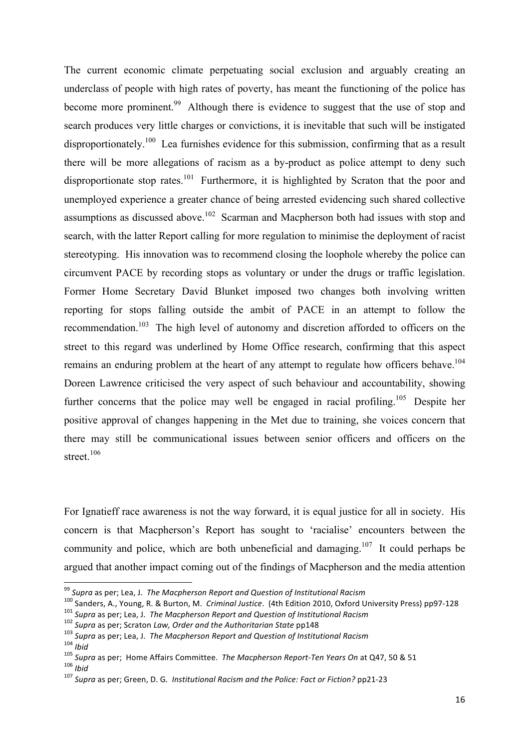The current economic climate perpetuating social exclusion and arguably creating an underclass of people with high rates of poverty, has meant the functioning of the police has become more prominent.[99] Although there is evidence to suggest that the use of stop and search produces very little charges or convictions, it is inevitable that such will be instigated disproportionately.[100] Lea furnishes evidence for this submission, confirming that as a result there will be more allegations of racism as a by-product as police attempt to deny such disproportionate stop rates.[101] Furthermore, it is highlighted by Scraton that the poor and unemployed experience a greater chance of being arrested evidencing such shared collective assumptions as discussed above.[102] Scarman and Macpherson both had issues with stop and search, with the latter Report calling for more regulation to minimise the deployment of racist stereotyping. His innovation was to recommend closing the loophole whereby the police can circumvent PACE by recording stops as voluntary or under the drugs or traffic legislation. Former Home Secretary David Blunket imposed two changes both involving written reporting for stops falling outside the ambit of PACE in an attempt to follow the recommendation.[103] The high level of autonomy and discretion afforded to officers on the street to this regard was underlined by Home Office research, confirming that this aspect remains an enduring problem at the heart of any attempt to regulate how officers behave.[104] Doreen Lawrence criticised the very aspect of such behaviour and accountability, showing further concerns that the police may well be engaged in racial profiling.[105] Despite her positive approval of changes happening in the Met due to training, she voices concern that there may still be communicational issues between senior officers and officers on the street.[106]

For Ignatieff race awareness is not the way forward, it is equal justice for all in society. His concern is that Macpherson's Report has sought to 'racialise' encounters between the community and police, which are both unbeneficial and damaging.[107] It could perhaps be argued that another impact coming out of the findings of Macpherson and the media attention

---

[99] *Supra* as per; Lea, J. *The Macpherson Report and Question of Institutional Racism*

[100] Sanders, A., Young, R. & Burton, M. *Criminal Justice*. (4th Edition 2010, Oxford University Press) pp97-128

[101] *Supra* as per; Lea, J. *The Macpherson Report and Question of Institutional Racism*

[102] *Supra* as per; Scraton *Law, Order and the Authoritarian State* pp148

[103] *Supra* as per; Lea, J. *The Macpherson Report and Question of Institutional Racism*

[104] *Ibid*

[105] *Supra* as per; Home Affairs Committee. *The Macpherson Report-Ten Years On* at Q47, 50 & 51

[106] *Ibid*

[107] *Supra* as per; Green, D. G. *Institutional Racism and the Police: Fact or Fiction?* pp21-23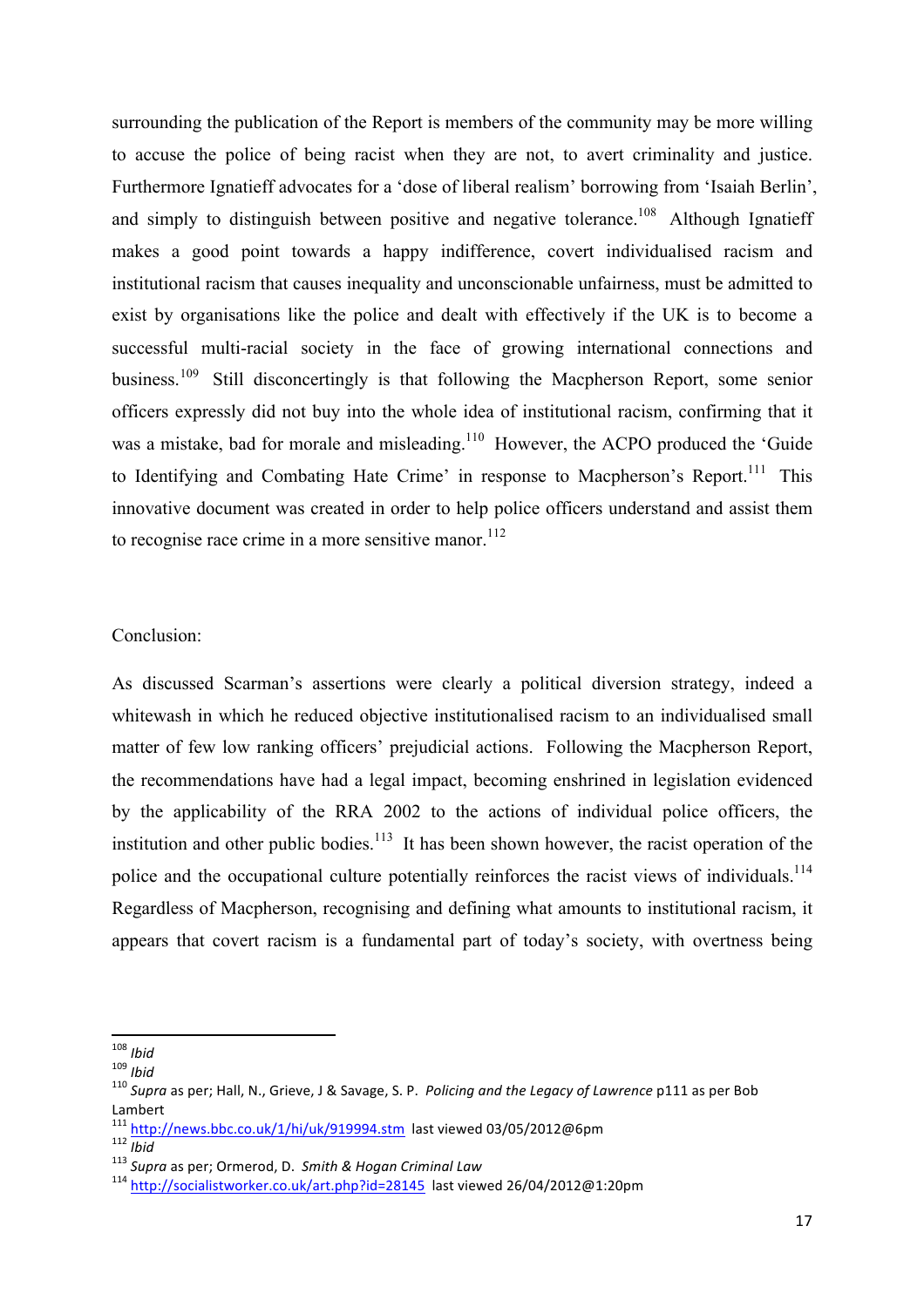surrounding the publication of the Report is members of the community may be more willing to accuse the police of being racist when they are not, to avert criminality and justice. Furthermore Ignatieff advocates for a 'dose of liberal realism' borrowing from 'Isaiah Berlin', and simply to distinguish between positive and negative tolerance.[108] Although Ignatieff makes a good point towards a happy indifference, covert individualised racism and institutional racism that causes inequality and unconscionable unfairness, must be admitted to exist by organisations like the police and dealt with effectively if the UK is to become a successful multi-racial society in the face of growing international connections and business.[109] Still disconcertingly is that following the Macpherson Report, some senior officers expressly did not buy into the whole idea of institutional racism, confirming that it was a mistake, bad for morale and misleading.[110] However, the ACPO produced the 'Guide to Identifying and Combating Hate Crime' in response to Macpherson's Report.[111] This innovative document was created in order to help police officers understand and assist them to recognise race crime in a more sensitive manor.[112]

Conclusion:

As discussed Scarman's assertions were clearly a political diversion strategy, indeed a whitewash in which he reduced objective institutionalised racism to an individualised small matter of few low ranking officers' prejudicial actions. Following the Macpherson Report, the recommendations have had a legal impact, becoming enshrined in legislation evidenced by the applicability of the RRA 2002 to the actions of individual police officers, the institution and other public bodies.[113] It has been shown however, the racist operation of the police and the occupational culture potentially reinforces the racist views of individuals.[114] Regardless of Macpherson, recognising and defining what amounts to institutional racism, it appears that covert racism is a fundamental part of today's society, with overtness being

---

[108] *Ibid*

[109] *Ibid*

[110] *Supra* as per; Hall, N., Grieve, J & Savage, S. P. *Policing and the Legacy of Lawrence* p111 as per Bob Lambert

[111] http://news.bbc.co.uk/1/hi/uk/919994.stm last viewed 03/05/2012@6pm

[112] *Ibid*

[113] *Supra* as per; Ormerod, D. *Smith & Hogan Criminal Law*

[114] http://socialistworker.co.uk/art.php?id=28145 last viewed 26/04/2012@1:20pm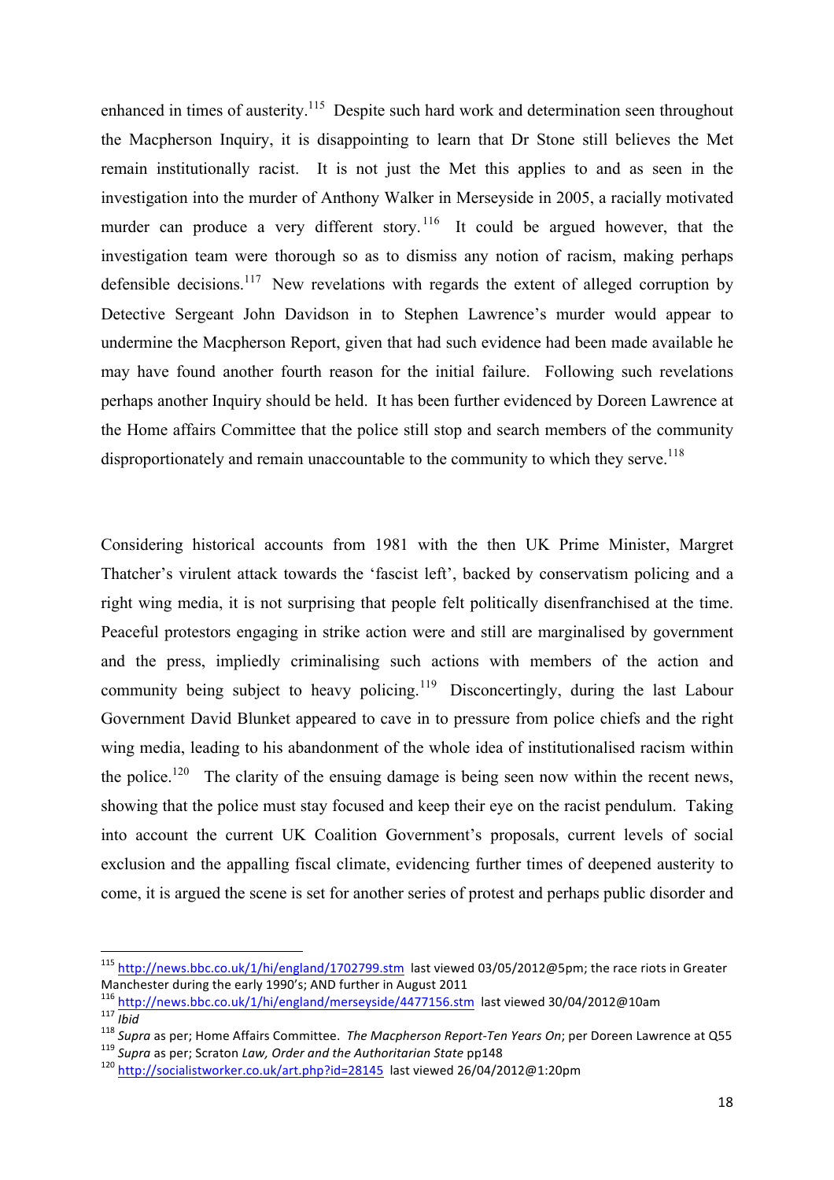enhanced in times of austerity.[115] Despite such hard work and determination seen throughout the Macpherson Inquiry, it is disappointing to learn that Dr Stone still believes the Met remain institutionally racist. It is not just the Met this applies to and as seen in the investigation into the murder of Anthony Walker in Merseyside in 2005, a racially motivated murder can produce a very different story.[116] It could be argued however, that the investigation team were thorough so as to dismiss any notion of racism, making perhaps defensible decisions.[117] New revelations with regards the extent of alleged corruption by Detective Sergeant John Davidson in to Stephen Lawrence's murder would appear to undermine the Macpherson Report, given that had such evidence had been made available he may have found another fourth reason for the initial failure. Following such revelations perhaps another Inquiry should be held. It has been further evidenced by Doreen Lawrence at the Home affairs Committee that the police still stop and search members of the community disproportionately and remain unaccountable to the community to which they serve.[118]

Considering historical accounts from 1981 with the then UK Prime Minister, Margret Thatcher's virulent attack towards the 'fascist left', backed by conservatism policing and a right wing media, it is not surprising that people felt politically disenfranchised at the time. Peaceful protestors engaging in strike action were and still are marginalised by government and the press, impliedly criminalising such actions with members of the action and community being subject to heavy policing.[119] Disconcertingly, during the last Labour Government David Blunket appeared to cave in to pressure from police chiefs and the right wing media, leading to his abandonment of the whole idea of institutionalised racism within the police.[120] The clarity of the ensuing damage is being seen now within the recent news, showing that the police must stay focused and keep their eye on the racist pendulum. Taking into account the current UK Coalition Government's proposals, current levels of social exclusion and the appalling fiscal climate, evidencing further times of deepened austerity to come, it is argued the scene is set for another series of protest and perhaps public disorder and

---

[115] http://news.bbc.co.uk/1/hi/england/1702799.stm last viewed 03/05/2012@5pm; the race riots in Greater Manchester during the early 1990's; AND further in August 2011

[116] http://news.bbc.co.uk/1/hi/england/merseyside/4477156.stm last viewed 30/04/2012@10am

[117] *Ibid*

[118] *Supra* as per; Home Affairs Committee. *The Macpherson Report-Ten Years On*; per Doreen Lawrence at Q55

[119] *Supra* as per; Scraton *Law, Order and the Authoritarian State* pp148

[120] http://socialistworker.co.uk/art.php?id=28145 last viewed 26/04/2012@1:20pm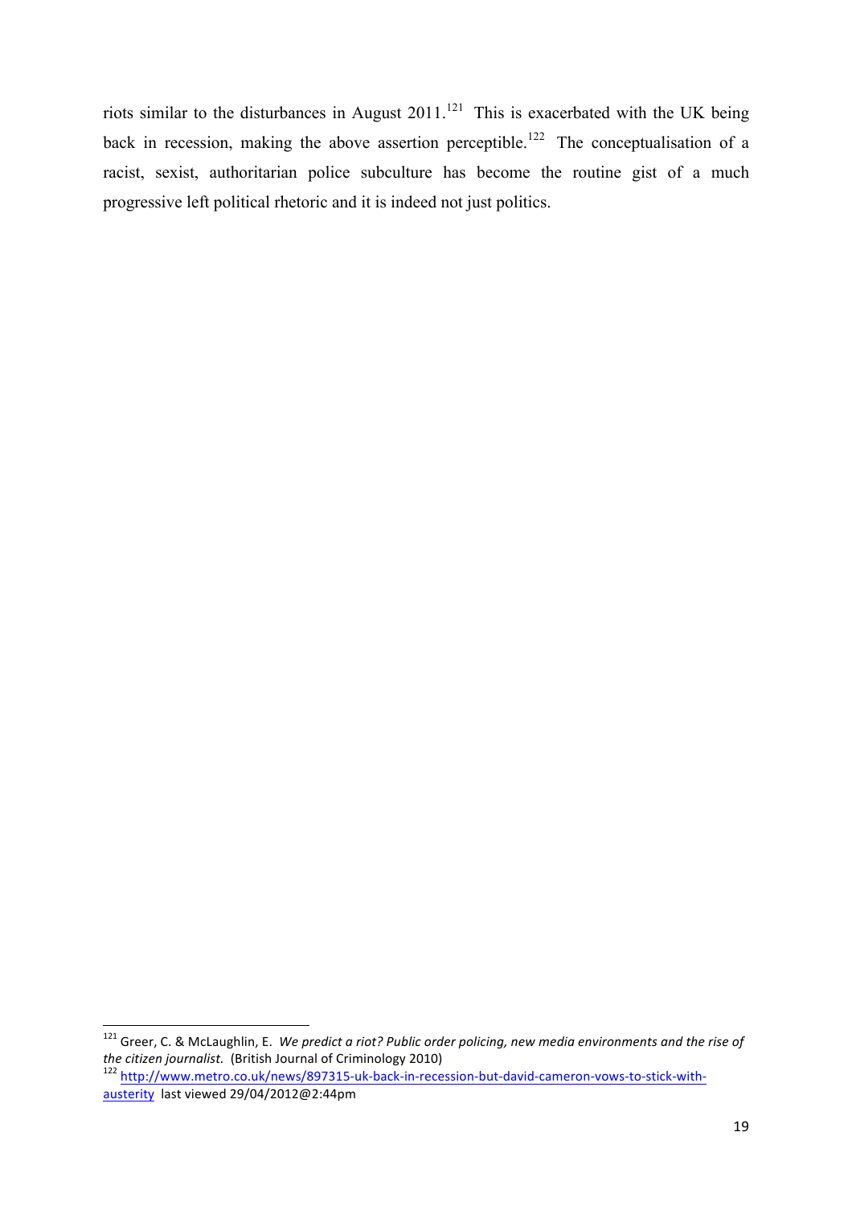riots similar to the disturbances in August 2011.[121] This is exacerbated with the UK being back in recession, making the above assertion perceptible.[122] The conceptualisation of a racist, sexist, authoritarian police subculture has become the routine gist of a much progressive left political rhetoric and it is indeed not just politics.

---

[121] Greer, C. & McLaughlin, E. *We predict a riot? Public order policing, new media environments and the rise of the citizen journalist.* (British Journal of Criminology 2010)

[122] http://www.metro.co.uk/news/897315-uk-back-in-recession-but-david-cameron-vows-to-stick-with-austerity last viewed 29/04/2012@2:44pm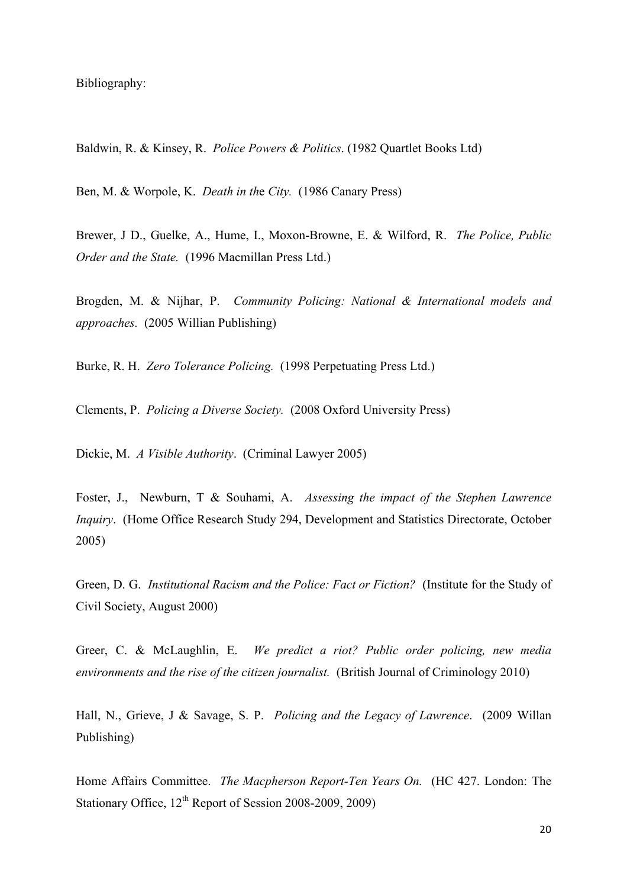Bibliography:

Baldwin, R. & Kinsey, R. *Police Powers & Politics*. (1982 Quartlet Books Ltd)

Ben, M. & Worpole, K. *Death in the City.* (1986 Canary Press)

Brewer, J D., Guelke, A., Hume, I., Moxon-Browne, E. & Wilford, R. *The Police, Public Order and the State.* (1996 Macmillan Press Ltd.)

Brogden, M. & Nijhar, P. *Community Policing: National & International models and approaches.* (2005 Willian Publishing)

Burke, R. H. *Zero Tolerance Policing.* (1998 Perpetuating Press Ltd.)

Clements, P. *Policing a Diverse Society.* (2008 Oxford University Press)

Dickie, M. *A Visible Authority*. (Criminal Lawyer 2005)

Foster, J., Newburn, T & Souhami, A. *Assessing the impact of the Stephen Lawrence Inquiry*. (Home Office Research Study 294, Development and Statistics Directorate, October 2005)

Green, D. G. *Institutional Racism and the Police: Fact or Fiction?* (Institute for the Study of Civil Society, August 2000)

Greer, C. & McLaughlin, E. *We predict a riot? Public order policing, new media environments and the rise of the citizen journalist.* (British Journal of Criminology 2010)

Hall, N., Grieve, J & Savage, S. P. *Policing and the Legacy of Lawrence*. (2009 Willan Publishing)

Home Affairs Committee. *The Macpherson Report-Ten Years On.* (HC 427. London: The Stationary Office, 12th Report of Session 2008-2009, 2009)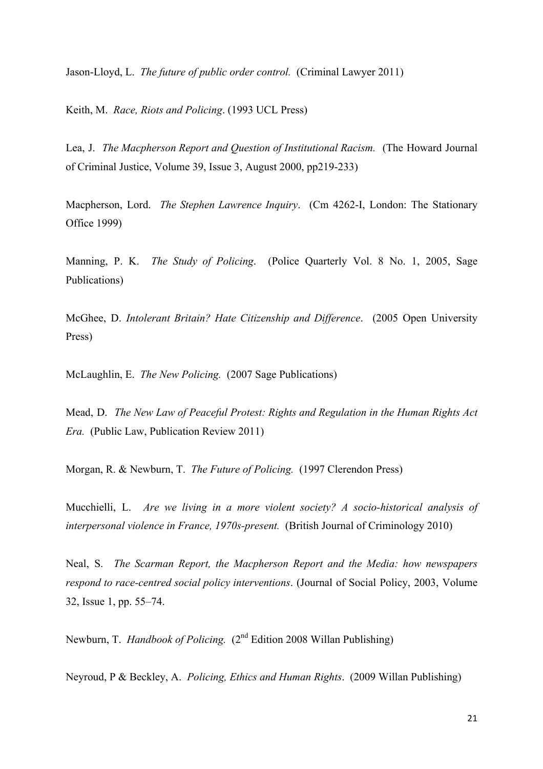Jason-Lloyd, L. *The future of public order control.* (Criminal Lawyer 2011)

Keith, M. *Race, Riots and Policing*. (1993 UCL Press)

Lea, J. *The Macpherson Report and Question of Institutional Racism.* (The Howard Journal of Criminal Justice, Volume 39, Issue 3, August 2000, pp219-233)

Macpherson, Lord. *The Stephen Lawrence Inquiry*. (Cm 4262-I, London: The Stationary Office 1999)

Manning, P. K. *The Study of Policing*. (Police Quarterly Vol. 8 No. 1, 2005, Sage Publications)

McGhee, D. *Intolerant Britain? Hate Citizenship and Difference*. (2005 Open University Press)

McLaughlin, E. *The New Policing.* (2007 Sage Publications)

Mead, D. *The New Law of Peaceful Protest: Rights and Regulation in the Human Rights Act Era.* (Public Law, Publication Review 2011)

Morgan, R. & Newburn, T. *The Future of Policing.* (1997 Clerendon Press)

Mucchielli, L. *Are we living in a more violent society? A socio-historical analysis of interpersonal violence in France, 1970s-present.* (British Journal of Criminology 2010)

Neal, S. *The Scarman Report, the Macpherson Report and the Media: how newspapers respond to race-centred social policy interventions*. (Journal of Social Policy, 2003, Volume 32, Issue 1, pp. 55–74.

Newburn, T. *Handbook of Policing.* (2nd Edition 2008 Willan Publishing)

Neyroud, P & Beckley, A. *Policing, Ethics and Human Rights*. (2009 Willan Publishing)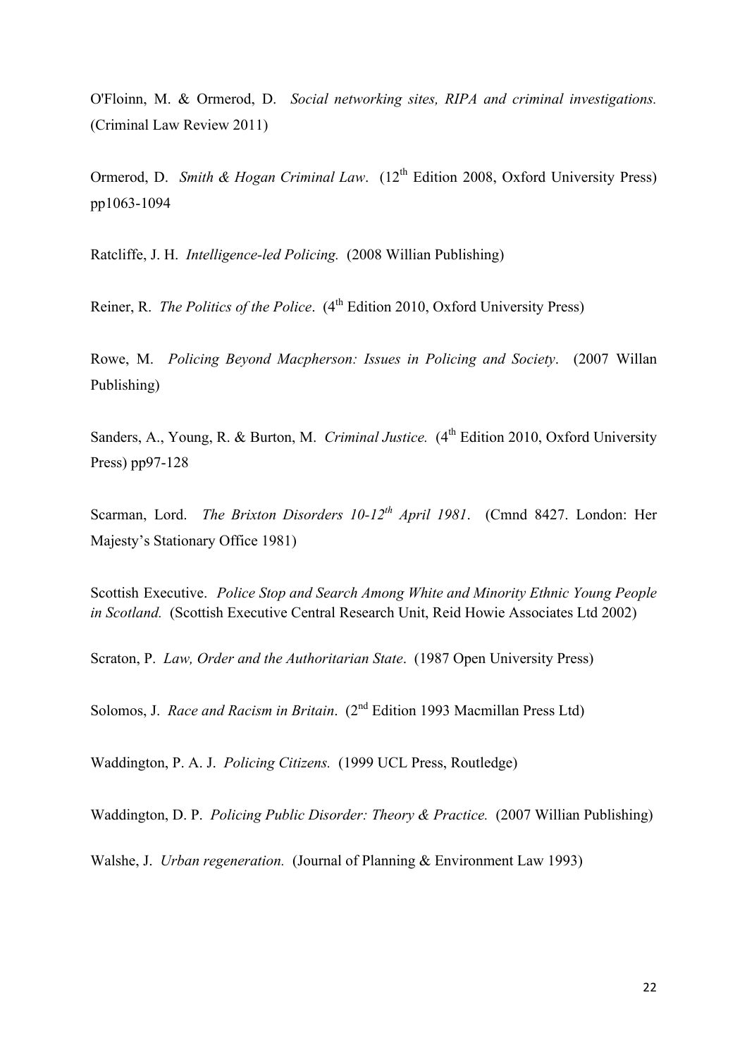O'Floinn, M. & Ormerod, D. *Social networking sites, RIPA and criminal investigations.* (Criminal Law Review 2011)

Ormerod, D. *Smith & Hogan Criminal Law*. (12th Edition 2008, Oxford University Press) pp1063-1094

Ratcliffe, J. H. *Intelligence-led Policing.* (2008 Willian Publishing)

Reiner, R. *The Politics of the Police*. (4th Edition 2010, Oxford University Press)

Rowe, M. *Policing Beyond Macpherson: Issues in Policing and Society*. (2007 Willan Publishing)

Sanders, A., Young, R. & Burton, M. *Criminal Justice.* (4th Edition 2010, Oxford University Press) pp97-128

Scarman, Lord. *The Brixton Disorders 10-12th April 1981*. (Cmnd 8427. London: Her Majesty's Stationary Office 1981)

Scottish Executive. *Police Stop and Search Among White and Minority Ethnic Young People in Scotland.* (Scottish Executive Central Research Unit, Reid Howie Associates Ltd 2002)

Scraton, P. *Law, Order and the Authoritarian State*. (1987 Open University Press)

Solomos, J. *Race and Racism in Britain*. (2nd Edition 1993 Macmillan Press Ltd)

Waddington, P. A. J. *Policing Citizens.* (1999 UCL Press, Routledge)

Waddington, D. P. *Policing Public Disorder: Theory & Practice.* (2007 Willian Publishing)

Walshe, J. *Urban regeneration.* (Journal of Planning & Environment Law 1993)